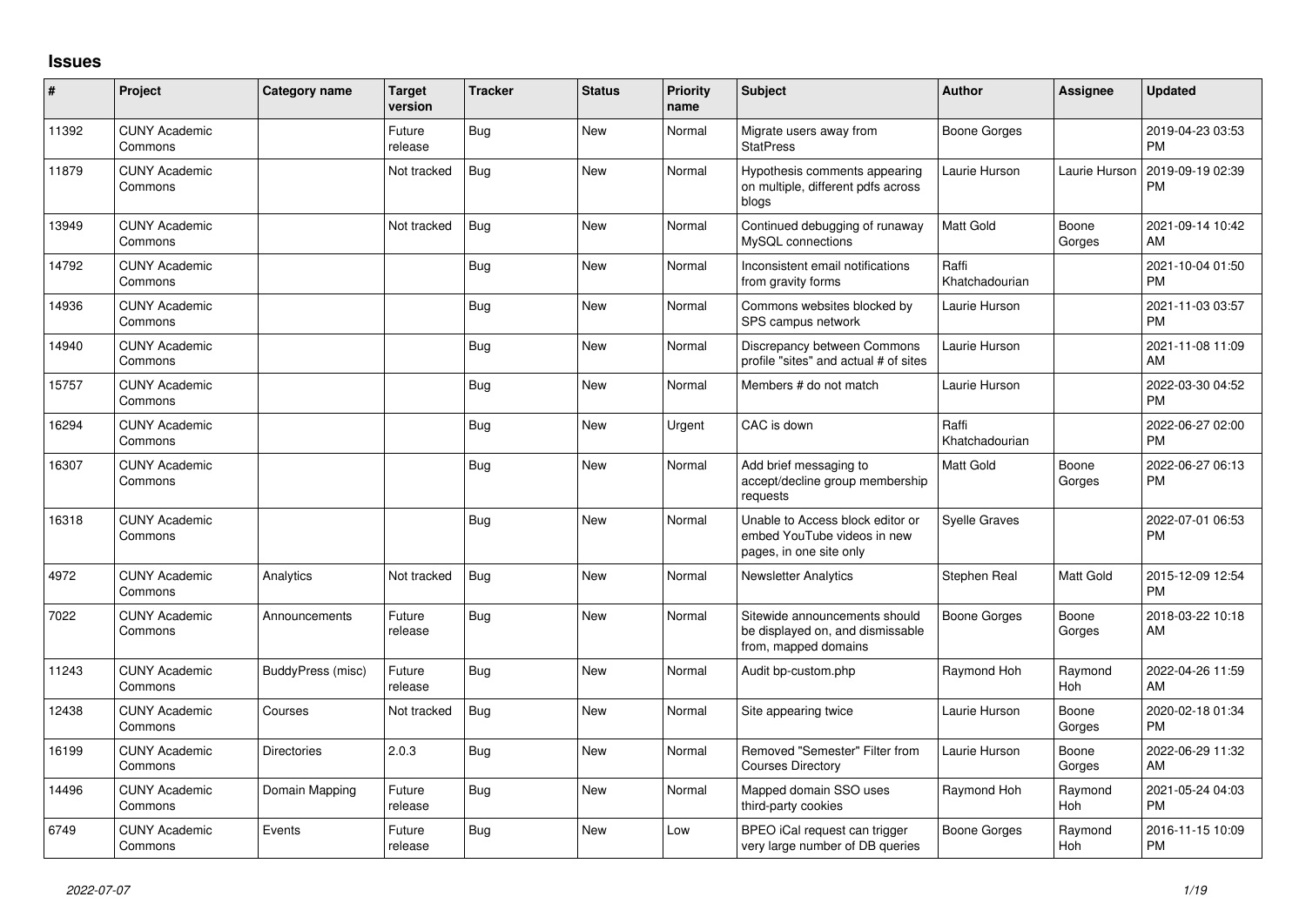## Issues

| # | Project | Category name | Target version | Tracker | Status | Priority name | Subject | Author | Assignee | Updated |
|---|---|---|---|---|---|---|---|---|---|---|
| 11392 | CUNY Academic Commons | | Future release | Bug | New | Normal | Migrate users away from StatPress | Boone Gorges | | 2019-04-23 03:53 PM |
| 11879 | CUNY Academic Commons | | Not tracked | Bug | New | Normal | Hypothesis comments appearing on multiple, different pdfs across blogs | Laurie Hurson | Laurie Hurson | 2019-09-19 02:39 PM |
| 13949 | CUNY Academic Commons | | Not tracked | Bug | New | Normal | Continued debugging of runaway MySQL connections | Matt Gold | Boone Gorges | 2021-09-14 10:42 AM |
| 14792 | CUNY Academic Commons | | | Bug | New | Normal | Inconsistent email notifications from gravity forms | Raffi Khatchadourian | | 2021-10-04 01:50 PM |
| 14936 | CUNY Academic Commons | | | Bug | New | Normal | Commons websites blocked by SPS campus network | Laurie Hurson | | 2021-11-03 03:57 PM |
| 14940 | CUNY Academic Commons | | | Bug | New | Normal | Discrepancy between Commons profile "sites" and actual # of sites | Laurie Hurson | | 2021-11-08 11:09 AM |
| 15757 | CUNY Academic Commons | | | Bug | New | Normal | Members # do not match | Laurie Hurson | | 2022-03-30 04:52 PM |
| 16294 | CUNY Academic Commons | | | Bug | New | Urgent | CAC is down | Raffi Khatchadourian | | 2022-06-27 02:00 PM |
| 16307 | CUNY Academic Commons | | | Bug | New | Normal | Add brief messaging to accept/decline group membership requests | Matt Gold | Boone Gorges | 2022-06-27 06:13 PM |
| 16318 | CUNY Academic Commons | | | Bug | New | Normal | Unable to Access block editor or embed YouTube videos in new pages, in one site only | Syelle Graves | | 2022-07-01 06:53 PM |
| 4972 | CUNY Academic Commons | Analytics | Not tracked | Bug | New | Normal | Newsletter Analytics | Stephen Real | Matt Gold | 2015-12-09 12:54 PM |
| 7022 | CUNY Academic Commons | Announcements | Future release | Bug | New | Normal | Sitewide announcements should be displayed on, and dismissable from, mapped domains | Boone Gorges | Boone Gorges | 2018-03-22 10:18 AM |
| 11243 | CUNY Academic Commons | BuddyPress (misc) | Future release | Bug | New | Normal | Audit bp-custom.php | Raymond Hoh | Raymond Hoh | 2022-04-26 11:59 AM |
| 12438 | CUNY Academic Commons | Courses | Not tracked | Bug | New | Normal | Site appearing twice | Laurie Hurson | Boone Gorges | 2020-02-18 01:34 PM |
| 16199 | CUNY Academic Commons | Directories | 2.0.3 | Bug | New | Normal | Removed "Semester" Filter from Courses Directory | Laurie Hurson | Boone Gorges | 2022-06-29 11:32 AM |
| 14496 | CUNY Academic Commons | Domain Mapping | Future release | Bug | New | Normal | Mapped domain SSO uses third-party cookies | Raymond Hoh | Raymond Hoh | 2021-05-24 04:03 PM |
| 6749 | CUNY Academic Commons | Events | Future release | Bug | New | Low | BPEO iCal request can trigger very large number of DB queries | Boone Gorges | Raymond Hoh | 2016-11-15 10:09 PM |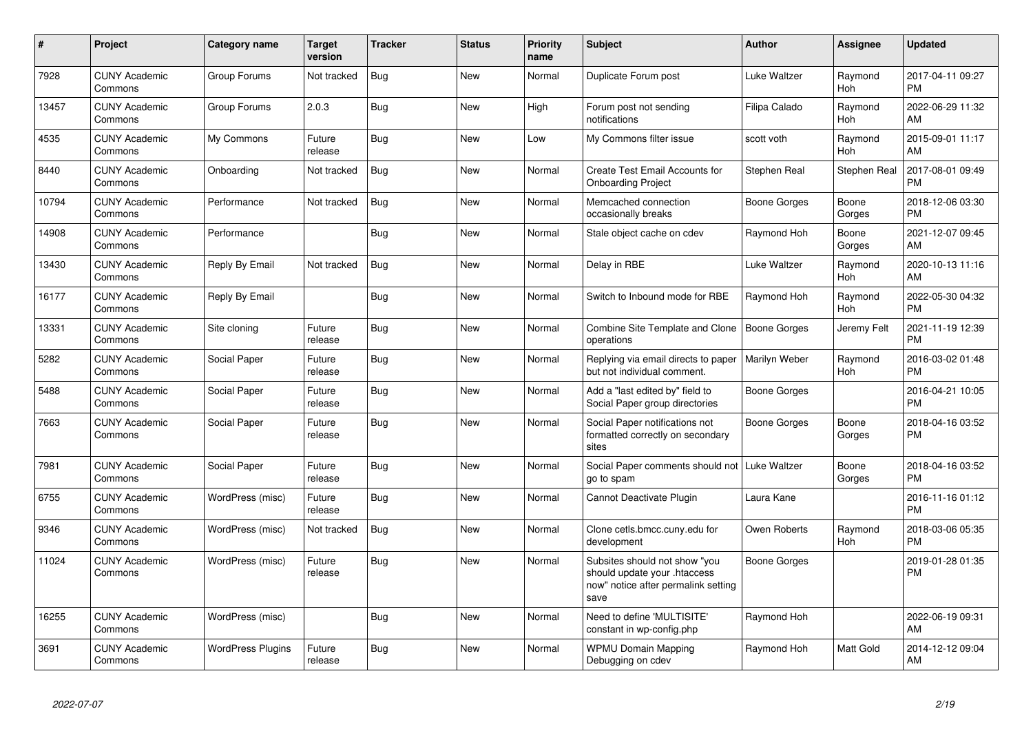| # | Project | Category name | Target version | Tracker | Status | Priority name | Subject | Author | Assignee | Updated |
|---|---|---|---|---|---|---|---|---|---|---|
| 7928 | CUNY Academic Commons | Group Forums | Not tracked | Bug | New | Normal | Duplicate Forum post | Luke Waltzer | Raymond Hoh | 2017-04-11 09:27 PM |
| 13457 | CUNY Academic Commons | Group Forums | 2.0.3 | Bug | New | High | Forum post not sending notifications | Filipa Calado | Raymond Hoh | 2022-06-29 11:32 AM |
| 4535 | CUNY Academic Commons | My Commons | Future release | Bug | New | Low | My Commons filter issue | scott voth | Raymond Hoh | 2015-09-01 11:17 AM |
| 8440 | CUNY Academic Commons | Onboarding | Not tracked | Bug | New | Normal | Create Test Email Accounts for Onboarding Project | Stephen Real | Stephen Real | 2017-08-01 09:49 PM |
| 10794 | CUNY Academic Commons | Performance | Not tracked | Bug | New | Normal | Memcached connection occasionally breaks | Boone Gorges | Boone Gorges | 2018-12-06 03:30 PM |
| 14908 | CUNY Academic Commons | Performance | | Bug | New | Normal | Stale object cache on cdev | Raymond Hoh | Boone Gorges | 2021-12-07 09:45 AM |
| 13430 | CUNY Academic Commons | Reply By Email | Not tracked | Bug | New | Normal | Delay in RBE | Luke Waltzer | Raymond Hoh | 2020-10-13 11:16 AM |
| 16177 | CUNY Academic Commons | Reply By Email | | Bug | New | Normal | Switch to Inbound mode for RBE | Raymond Hoh | Raymond Hoh | 2022-05-30 04:32 PM |
| 13331 | CUNY Academic Commons | Site cloning | Future release | Bug | New | Normal | Combine Site Template and Clone operations | Boone Gorges | Jeremy Felt | 2021-11-19 12:39 PM |
| 5282 | CUNY Academic Commons | Social Paper | Future release | Bug | New | Normal | Replying via email directs to paper but not individual comment. | Marilyn Weber | Raymond Hoh | 2016-03-02 01:48 PM |
| 5488 | CUNY Academic Commons | Social Paper | Future release | Bug | New | Normal | Add a "last edited by" field to Social Paper group directories | Boone Gorges | | 2016-04-21 10:05 PM |
| 7663 | CUNY Academic Commons | Social Paper | Future release | Bug | New | Normal | Social Paper notifications not formatted correctly on secondary sites | Boone Gorges | Boone Gorges | 2018-04-16 03:52 PM |
| 7981 | CUNY Academic Commons | Social Paper | Future release | Bug | New | Normal | Social Paper comments should not go to spam | Luke Waltzer | Boone Gorges | 2018-04-16 03:52 PM |
| 6755 | CUNY Academic Commons | WordPress (misc) | Future release | Bug | New | Normal | Cannot Deactivate Plugin | Laura Kane | | 2016-11-16 01:12 PM |
| 9346 | CUNY Academic Commons | WordPress (misc) | Not tracked | Bug | New | Normal | Clone cetls.bmcc.cuny.edu for development | Owen Roberts | Raymond Hoh | 2018-03-06 05:35 PM |
| 11024 | CUNY Academic Commons | WordPress (misc) | Future release | Bug | New | Normal | Subsites should not show "you should update your .htaccess now" notice after permalink setting save | Boone Gorges | | 2019-01-28 01:35 PM |
| 16255 | CUNY Academic Commons | WordPress (misc) | | Bug | New | Normal | Need to define 'MULTISITE' constant in wp-config.php | Raymond Hoh | | 2022-06-19 09:31 AM |
| 3691 | CUNY Academic Commons | WordPress Plugins | Future release | Bug | New | Normal | WPMU Domain Mapping Debugging on cdev | Raymond Hoh | Matt Gold | 2014-12-12 09:04 AM |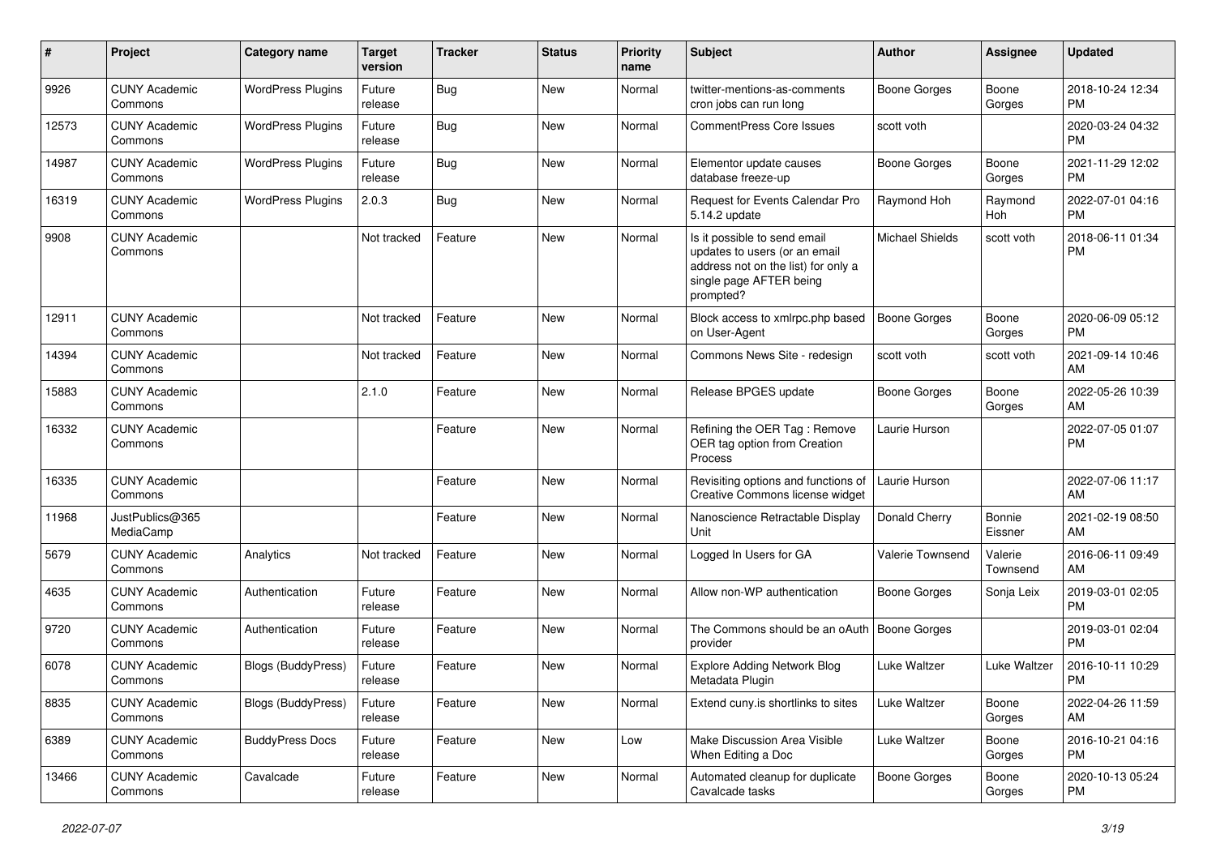| # | Project | Category name | Target version | Tracker | Status | Priority name | Subject | Author | Assignee | Updated |
|---|---|---|---|---|---|---|---|---|---|---|
| 9926 | CUNY Academic Commons | WordPress Plugins | Future release | Bug | New | Normal | twitter-mentions-as-comments cron jobs can run long | Boone Gorges | Boone Gorges | 2018-10-24 12:34 PM |
| 12573 | CUNY Academic Commons | WordPress Plugins | Future release | Bug | New | Normal | CommentPress Core Issues | scott voth | | 2020-03-24 04:32 PM |
| 14987 | CUNY Academic Commons | WordPress Plugins | Future release | Bug | New | Normal | Elementor update causes database freeze-up | Boone Gorges | Boone Gorges | 2021-11-29 12:02 PM |
| 16319 | CUNY Academic Commons | WordPress Plugins | 2.0.3 | Bug | New | Normal | Request for Events Calendar Pro 5.14.2 update | Raymond Hoh | Raymond Hoh | 2022-07-01 04:16 PM |
| 9908 | CUNY Academic Commons | | Not tracked | Feature | New | Normal | Is it possible to send email updates to users (or an email address not on the list) for only a single page AFTER being prompted? | Michael Shields | scott voth | 2018-06-11 01:34 PM |
| 12911 | CUNY Academic Commons | | Not tracked | Feature | New | Normal | Block access to xmlrpc.php based on User-Agent | Boone Gorges | Boone Gorges | 2020-06-09 05:12 PM |
| 14394 | CUNY Academic Commons | | Not tracked | Feature | New | Normal | Commons News Site - redesign | scott voth | scott voth | 2021-09-14 10:46 AM |
| 15883 | CUNY Academic Commons | | 2.1.0 | Feature | New | Normal | Release BPGES update | Boone Gorges | Boone Gorges | 2022-05-26 10:39 AM |
| 16332 | CUNY Academic Commons | | | Feature | New | Normal | Refining the OER Tag : Remove OER tag option from Creation Process | Laurie Hurson | | 2022-07-05 01:07 PM |
| 16335 | CUNY Academic Commons | | | Feature | New | Normal | Revisiting options and functions of Creative Commons license widget | Laurie Hurson | | 2022-07-06 11:17 AM |
| 11968 | JustPublics@365 MediaCamp | | | Feature | New | Normal | Nanoscience Retractable Display Unit | Donald Cherry | Bonnie Eissner | 2021-02-19 08:50 AM |
| 5679 | CUNY Academic Commons | Analytics | Not tracked | Feature | New | Normal | Logged In Users for GA | Valerie Townsend | Valerie Townsend | 2016-06-11 09:49 AM |
| 4635 | CUNY Academic Commons | Authentication | Future release | Feature | New | Normal | Allow non-WP authentication | Boone Gorges | Sonja Leix | 2019-03-01 02:05 PM |
| 9720 | CUNY Academic Commons | Authentication | Future release | Feature | New | Normal | The Commons should be an oAuth provider | Boone Gorges | | 2019-03-01 02:04 PM |
| 6078 | CUNY Academic Commons | Blogs (BuddyPress) | Future release | Feature | New | Normal | Explore Adding Network Blog Metadata Plugin | Luke Waltzer | Luke Waltzer | 2016-10-11 10:29 PM |
| 8835 | CUNY Academic Commons | Blogs (BuddyPress) | Future release | Feature | New | Normal | Extend cuny.is shortlinks to sites | Luke Waltzer | Boone Gorges | 2022-04-26 11:59 AM |
| 6389 | CUNY Academic Commons | BuddyPress Docs | Future release | Feature | New | Low | Make Discussion Area Visible When Editing a Doc | Luke Waltzer | Boone Gorges | 2016-10-21 04:16 PM |
| 13466 | CUNY Academic Commons | Cavalcade | Future release | Feature | New | Normal | Automated cleanup for duplicate Cavalcade tasks | Boone Gorges | Boone Gorges | 2020-10-13 05:24 PM |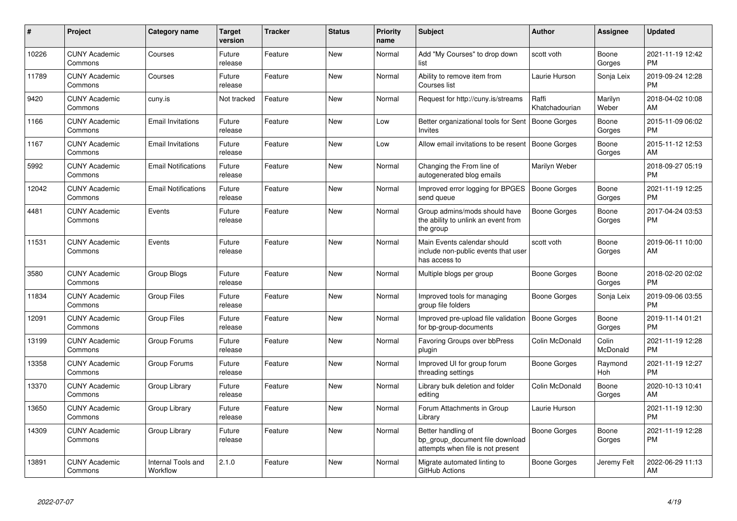| # | Project | Category name | Target version | Tracker | Status | Priority name | Subject | Author | Assignee | Updated |
|---|---|---|---|---|---|---|---|---|---|---|
| 10226 | CUNY Academic Commons | Courses | Future release | Feature | New | Normal | Add "My Courses" to drop down list | scott voth | Boone Gorges | 2021-11-19 12:42 PM |
| 11789 | CUNY Academic Commons | Courses | Future release | Feature | New | Normal | Ability to remove item from Courses list | Laurie Hurson | Sonja Leix | 2019-09-24 12:28 PM |
| 9420 | CUNY Academic Commons | cuny.is | Not tracked | Feature | New | Normal | Request for http://cuny.is/streams | Raffi Khatchadourian | Marilyn Weber | 2018-04-02 10:08 AM |
| 1166 | CUNY Academic Commons | Email Invitations | Future release | Feature | New | Low | Better organizational tools for Sent Invites | Boone Gorges | Boone Gorges | 2015-11-09 06:02 PM |
| 1167 | CUNY Academic Commons | Email Invitations | Future release | Feature | New | Low | Allow email invitations to be resent | Boone Gorges | Boone Gorges | 2015-11-12 12:53 AM |
| 5992 | CUNY Academic Commons | Email Notifications | Future release | Feature | New | Normal | Changing the From line of autogenerated blog emails | Marilyn Weber | | 2018-09-27 05:19 PM |
| 12042 | CUNY Academic Commons | Email Notifications | Future release | Feature | New | Normal | Improved error logging for BPGES send queue | Boone Gorges | Boone Gorges | 2021-11-19 12:25 PM |
| 4481 | CUNY Academic Commons | Events | Future release | Feature | New | Normal | Group admins/mods should have the ability to unlink an event from the group | Boone Gorges | Boone Gorges | 2017-04-24 03:53 PM |
| 11531 | CUNY Academic Commons | Events | Future release | Feature | New | Normal | Main Events calendar should include non-public events that user has access to | scott voth | Boone Gorges | 2019-06-11 10:00 AM |
| 3580 | CUNY Academic Commons | Group Blogs | Future release | Feature | New | Normal | Multiple blogs per group | Boone Gorges | Boone Gorges | 2018-02-20 02:02 PM |
| 11834 | CUNY Academic Commons | Group Files | Future release | Feature | New | Normal | Improved tools for managing group file folders | Boone Gorges | Sonja Leix | 2019-09-06 03:55 PM |
| 12091 | CUNY Academic Commons | Group Files | Future release | Feature | New | Normal | Improved pre-upload file validation for bp-group-documents | Boone Gorges | Boone Gorges | 2019-11-14 01:21 PM |
| 13199 | CUNY Academic Commons | Group Forums | Future release | Feature | New | Normal | Favoring Groups over bbPress plugin | Colin McDonald | Colin McDonald | 2021-11-19 12:28 PM |
| 13358 | CUNY Academic Commons | Group Forums | Future release | Feature | New | Normal | Improved UI for group forum threading settings | Boone Gorges | Raymond Hoh | 2021-11-19 12:27 PM |
| 13370 | CUNY Academic Commons | Group Library | Future release | Feature | New | Normal | Library bulk deletion and folder editing | Colin McDonald | Boone Gorges | 2020-10-13 10:41 AM |
| 13650 | CUNY Academic Commons | Group Library | Future release | Feature | New | Normal | Forum Attachments in Group Library | Laurie Hurson | | 2021-11-19 12:30 PM |
| 14309 | CUNY Academic Commons | Group Library | Future release | Feature | New | Normal | Better handling of bp_group_document file download attempts when file is not present | Boone Gorges | Boone Gorges | 2021-11-19 12:28 PM |
| 13891 | CUNY Academic Commons | Internal Tools and Workflow | 2.1.0 | Feature | New | Normal | Migrate automated linting to GitHub Actions | Boone Gorges | Jeremy Felt | 2022-06-29 11:13 AM |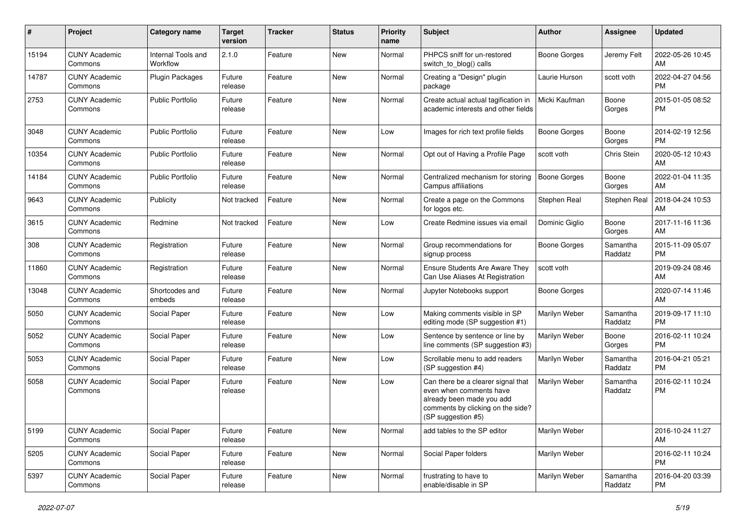| # | Project | Category name | Target version | Tracker | Status | Priority name | Subject | Author | Assignee | Updated |
|---|---|---|---|---|---|---|---|---|---|---|
| 15194 | CUNY Academic Commons | Internal Tools and Workflow | 2.1.0 | Feature | New | Normal | PHPCS sniff for un-restored switch_to_blog() calls | Boone Gorges | Jeremy Felt | 2022-05-26 10:45 AM |
| 14787 | CUNY Academic Commons | Plugin Packages | Future release | Feature | New | Normal | Creating a "Design" plugin package | Laurie Hurson | scott voth | 2022-04-27 04:56 PM |
| 2753 | CUNY Academic Commons | Public Portfolio | Future release | Feature | New | Normal | Create actual actual tagification in academic interests and other fields | Micki Kaufman | Boone Gorges | 2015-01-05 08:52 PM |
| 3048 | CUNY Academic Commons | Public Portfolio | Future release | Feature | New | Low | Images for rich text profile fields | Boone Gorges | Boone Gorges | 2014-02-19 12:56 PM |
| 10354 | CUNY Academic Commons | Public Portfolio | Future release | Feature | New | Normal | Opt out of Having a Profile Page | scott voth | Chris Stein | 2020-05-12 10:43 AM |
| 14184 | CUNY Academic Commons | Public Portfolio | Future release | Feature | New | Normal | Centralized mechanism for storing Campus affiliations | Boone Gorges | Boone Gorges | 2022-01-04 11:35 AM |
| 9643 | CUNY Academic Commons | Publicity | Not tracked | Feature | New | Normal | Create a page on the Commons for logos etc. | Stephen Real | Stephen Real | 2018-04-24 10:53 AM |
| 3615 | CUNY Academic Commons | Redmine | Not tracked | Feature | New | Low | Create Redmine issues via email | Dominic Giglio | Boone Gorges | 2017-11-16 11:36 AM |
| 308 | CUNY Academic Commons | Registration | Future release | Feature | New | Normal | Group recommendations for signup process | Boone Gorges | Samantha Raddatz | 2015-11-09 05:07 PM |
| 11860 | CUNY Academic Commons | Registration | Future release | Feature | New | Normal | Ensure Students Are Aware They Can Use Aliases At Registration | scott voth | | 2019-09-24 08:46 AM |
| 13048 | CUNY Academic Commons | Shortcodes and embeds | Future release | Feature | New | Normal | Jupyter Notebooks support | Boone Gorges | | 2020-07-14 11:46 AM |
| 5050 | CUNY Academic Commons | Social Paper | Future release | Feature | New | Low | Making comments visible in SP editing mode (SP suggestion #1) | Marilyn Weber | Samantha Raddatz | 2019-09-17 11:10 PM |
| 5052 | CUNY Academic Commons | Social Paper | Future release | Feature | New | Low | Sentence by sentence or line by line comments (SP suggestion #3) | Marilyn Weber | Boone Gorges | 2016-02-11 10:24 PM |
| 5053 | CUNY Academic Commons | Social Paper | Future release | Feature | New | Low | Scrollable menu to add readers (SP suggestion #4) | Marilyn Weber | Samantha Raddatz | 2016-04-21 05:21 PM |
| 5058 | CUNY Academic Commons | Social Paper | Future release | Feature | New | Low | Can there be a clearer signal that even when comments have already been made you add comments by clicking on the side? (SP suggestion #5) | Marilyn Weber | Samantha Raddatz | 2016-02-11 10:24 PM |
| 5199 | CUNY Academic Commons | Social Paper | Future release | Feature | New | Normal | add tables to the SP editor | Marilyn Weber | | 2016-10-24 11:27 AM |
| 5205 | CUNY Academic Commons | Social Paper | Future release | Feature | New | Normal | Social Paper folders | Marilyn Weber | | 2016-02-11 10:24 PM |
| 5397 | CUNY Academic Commons | Social Paper | Future release | Feature | New | Normal | frustrating to have to enable/disable in SP | Marilyn Weber | Samantha Raddatz | 2016-04-20 03:39 PM |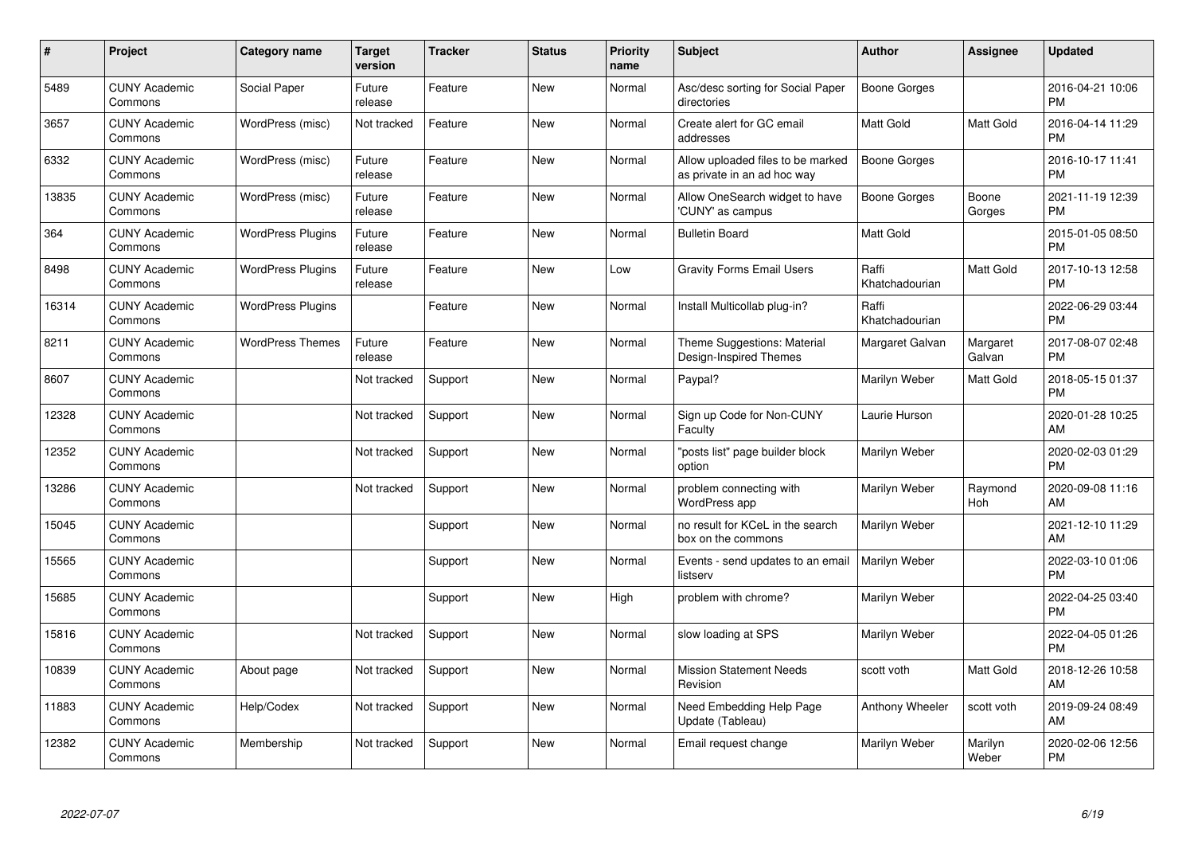| # | Project | Category name | Target version | Tracker | Status | Priority name | Subject | Author | Assignee | Updated |
|---|---|---|---|---|---|---|---|---|---|---|
| 5489 | CUNY Academic Commons | Social Paper | Future release | Feature | New | Normal | Asc/desc sorting for Social Paper directories | Boone Gorges | | 2016-04-21 10:06 PM |
| 3657 | CUNY Academic Commons | WordPress (misc) | Not tracked | Feature | New | Normal | Create alert for GC email addresses | Matt Gold | Matt Gold | 2016-04-14 11:29 PM |
| 6332 | CUNY Academic Commons | WordPress (misc) | Future release | Feature | New | Normal | Allow uploaded files to be marked as private in an ad hoc way | Boone Gorges | | 2016-10-17 11:41 PM |
| 13835 | CUNY Academic Commons | WordPress (misc) | Future release | Feature | New | Normal | Allow OneSearch widget to have 'CUNY' as campus | Boone Gorges | Boone Gorges | 2021-11-19 12:39 PM |
| 364 | CUNY Academic Commons | WordPress Plugins | Future release | Feature | New | Normal | Bulletin Board | Matt Gold | | 2015-01-05 08:50 PM |
| 8498 | CUNY Academic Commons | WordPress Plugins | Future release | Feature | New | Low | Gravity Forms Email Users | Raffi Khatchadourian | Matt Gold | 2017-10-13 12:58 PM |
| 16314 | CUNY Academic Commons | WordPress Plugins | | Feature | New | Normal | Install Multicollab plug-in? | Raffi Khatchadourian | | 2022-06-29 03:44 PM |
| 8211 | CUNY Academic Commons | WordPress Themes | Future release | Feature | New | Normal | Theme Suggestions: Material Design-Inspired Themes | Margaret Galvan | Margaret Galvan | 2017-08-07 02:48 PM |
| 8607 | CUNY Academic Commons | | Not tracked | Support | New | Normal | Paypal? | Marilyn Weber | Matt Gold | 2018-05-15 01:37 PM |
| 12328 | CUNY Academic Commons | | Not tracked | Support | New | Normal | Sign up Code for Non-CUNY Faculty | Laurie Hurson | | 2020-01-28 10:25 AM |
| 12352 | CUNY Academic Commons | | Not tracked | Support | New | Normal | "posts list" page builder block option | Marilyn Weber | | 2020-02-03 01:29 PM |
| 13286 | CUNY Academic Commons | | Not tracked | Support | New | Normal | problem connecting with WordPress app | Marilyn Weber | Raymond Hoh | 2020-09-08 11:16 AM |
| 15045 | CUNY Academic Commons | | | Support | New | Normal | no result for KCeL in the search box on the commons | Marilyn Weber | | 2021-12-10 11:29 AM |
| 15565 | CUNY Academic Commons | | | Support | New | Normal | Events - send updates to an email listserv | Marilyn Weber | | 2022-03-10 01:06 PM |
| 15685 | CUNY Academic Commons | | | Support | New | High | problem with chrome? | Marilyn Weber | | 2022-04-25 03:40 PM |
| 15816 | CUNY Academic Commons | | Not tracked | Support | New | Normal | slow loading at SPS | Marilyn Weber | | 2022-04-05 01:26 PM |
| 10839 | CUNY Academic Commons | About page | Not tracked | Support | New | Normal | Mission Statement Needs Revision | scott voth | Matt Gold | 2018-12-26 10:58 AM |
| 11883 | CUNY Academic Commons | Help/Codex | Not tracked | Support | New | Normal | Need Embedding Help Page Update (Tableau) | Anthony Wheeler | scott voth | 2019-09-24 08:49 AM |
| 12382 | CUNY Academic Commons | Membership | Not tracked | Support | New | Normal | Email request change | Marilyn Weber | Marilyn Weber | 2020-02-06 12:56 PM |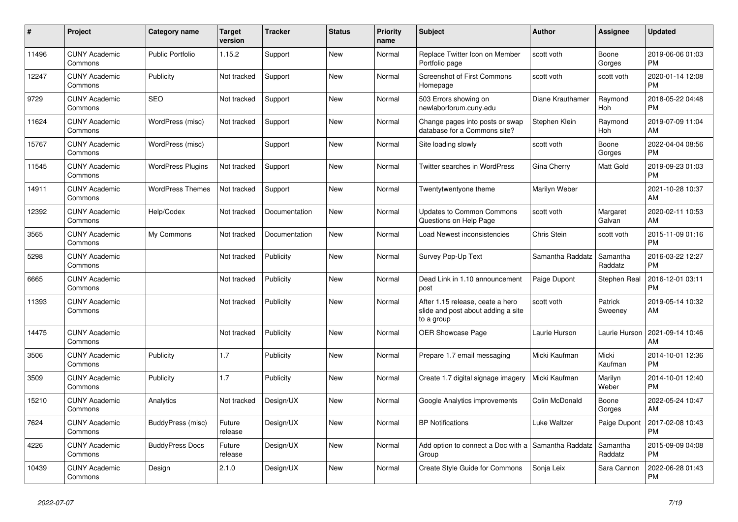| # | Project | Category name | Target version | Tracker | Status | Priority name | Subject | Author | Assignee | Updated |
|---|---|---|---|---|---|---|---|---|---|---|
| 11496 | CUNY Academic Commons | Public Portfolio | 1.15.2 | Support | New | Normal | Replace Twitter Icon on Member Portfolio page | scott voth | Boone Gorges | 2019-06-06 01:03 PM |
| 12247 | CUNY Academic Commons | Publicity | Not tracked | Support | New | Normal | Screenshot of First Commons Homepage | scott voth | scott voth | 2020-01-14 12:08 PM |
| 9729 | CUNY Academic Commons | SEO | Not tracked | Support | New | Normal | 503 Errors showing on newlaborforum.cuny.edu | Diane Krauthamer | Raymond Hoh | 2018-05-22 04:48 PM |
| 11624 | CUNY Academic Commons | WordPress (misc) | Not tracked | Support | New | Normal | Change pages into posts or swap database for a Commons site? | Stephen Klein | Raymond Hoh | 2019-07-09 11:04 AM |
| 15767 | CUNY Academic Commons | WordPress (misc) | | Support | New | Normal | Site loading slowly | scott voth | Boone Gorges | 2022-04-04 08:56 PM |
| 11545 | CUNY Academic Commons | WordPress Plugins | Not tracked | Support | New | Normal | Twitter searches in WordPress | Gina Cherry | Matt Gold | 2019-09-23 01:03 PM |
| 14911 | CUNY Academic Commons | WordPress Themes | Not tracked | Support | New | Normal | Twentytwentyone theme | Marilyn Weber | | 2021-10-28 10:37 AM |
| 12392 | CUNY Academic Commons | Help/Codex | Not tracked | Documentation | New | Normal | Updates to Common Commons Questions on Help Page | scott voth | Margaret Galvan | 2020-02-11 10:53 AM |
| 3565 | CUNY Academic Commons | My Commons | Not tracked | Documentation | New | Normal | Load Newest inconsistencies | Chris Stein | scott voth | 2015-11-09 01:16 PM |
| 5298 | CUNY Academic Commons | | Not tracked | Publicity | New | Normal | Survey Pop-Up Text | Samantha Raddatz | Samantha Raddatz | 2016-03-22 12:27 PM |
| 6665 | CUNY Academic Commons | | Not tracked | Publicity | New | Normal | Dead Link in 1.10 announcement post | Paige Dupont | Stephen Real | 2016-12-01 03:11 PM |
| 11393 | CUNY Academic Commons | | Not tracked | Publicity | New | Normal | After 1.15 release, ceate a hero slide and post about adding a site to a group | scott voth | Patrick Sweeney | 2019-05-14 10:32 AM |
| 14475 | CUNY Academic Commons | | Not tracked | Publicity | New | Normal | OER Showcase Page | Laurie Hurson | Laurie Hurson | 2021-09-14 10:46 AM |
| 3506 | CUNY Academic Commons | Publicity | 1.7 | Publicity | New | Normal | Prepare 1.7 email messaging | Micki Kaufman | Micki Kaufman | 2014-10-01 12:36 PM |
| 3509 | CUNY Academic Commons | Publicity | 1.7 | Publicity | New | Normal | Create 1.7 digital signage imagery | Micki Kaufman | Marilyn Weber | 2014-10-01 12:40 PM |
| 15210 | CUNY Academic Commons | Analytics | Not tracked | Design/UX | New | Normal | Google Analytics improvements | Colin McDonald | Boone Gorges | 2022-05-24 10:47 AM |
| 7624 | CUNY Academic Commons | BuddyPress (misc) | Future release | Design/UX | New | Normal | BP Notifications | Luke Waltzer | Paige Dupont | 2017-02-08 10:43 PM |
| 4226 | CUNY Academic Commons | BuddyPress Docs | Future release | Design/UX | New | Normal | Add option to connect a Doc with a Group | Samantha Raddatz | Samantha Raddatz | 2015-09-09 04:08 PM |
| 10439 | CUNY Academic Commons | Design | 2.1.0 | Design/UX | New | Normal | Create Style Guide for Commons | Sonja Leix | Sara Cannon | 2022-06-28 01:43 PM |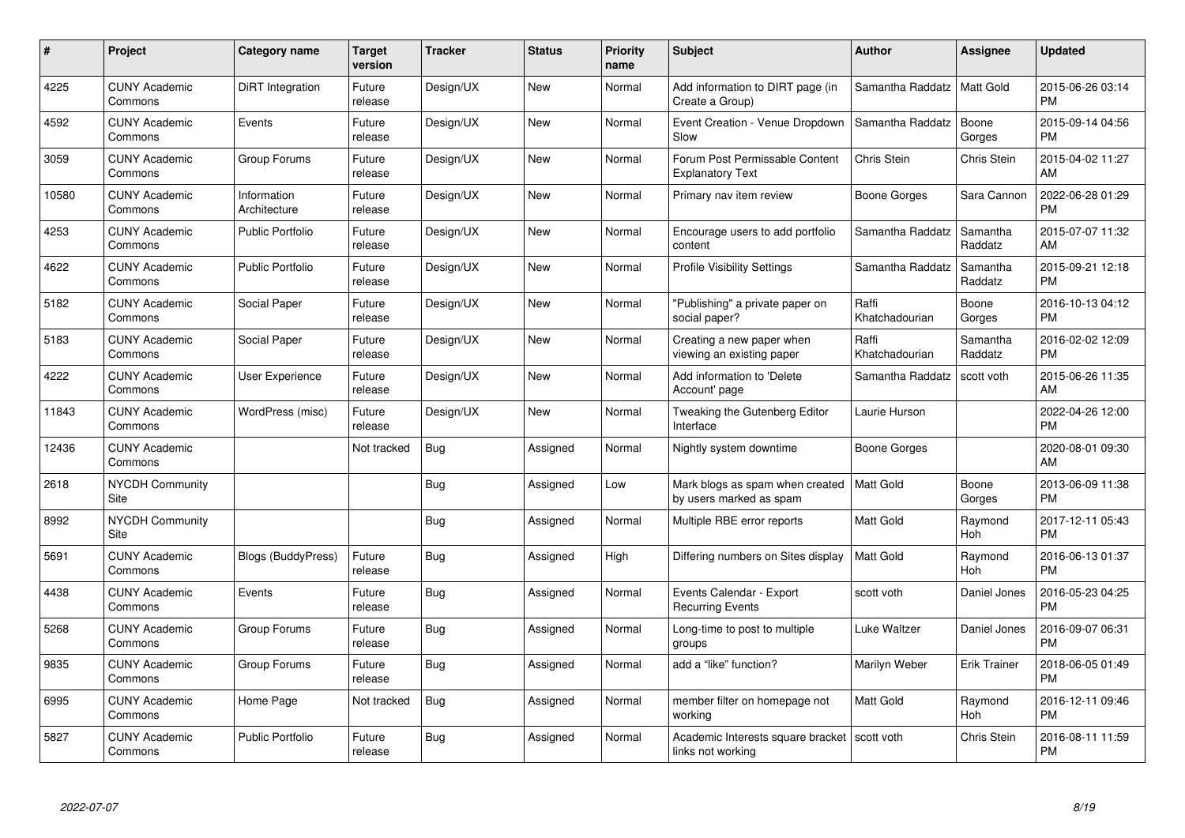| # | Project | Category name | Target version | Tracker | Status | Priority name | Subject | Author | Assignee | Updated |
|---|---|---|---|---|---|---|---|---|---|---|
| 4225 | CUNY Academic Commons | DiRT Integration | Future release | Design/UX | New | Normal | Add information to DIRT page (in Create a Group) | Samantha Raddatz | Matt Gold | 2015-06-26 03:14 PM |
| 4592 | CUNY Academic Commons | Events | Future release | Design/UX | New | Normal | Event Creation - Venue Dropdown Slow | Samantha Raddatz | Boone Gorges | 2015-09-14 04:56 PM |
| 3059 | CUNY Academic Commons | Group Forums | Future release | Design/UX | New | Normal | Forum Post Permissable Content Explanatory Text | Chris Stein | Chris Stein | 2015-04-02 11:27 AM |
| 10580 | CUNY Academic Commons | Information Architecture | Future release | Design/UX | New | Normal | Primary nav item review | Boone Gorges | Sara Cannon | 2022-06-28 01:29 PM |
| 4253 | CUNY Academic Commons | Public Portfolio | Future release | Design/UX | New | Normal | Encourage users to add portfolio content | Samantha Raddatz | Samantha Raddatz | 2015-07-07 11:32 AM |
| 4622 | CUNY Academic Commons | Public Portfolio | Future release | Design/UX | New | Normal | Profile Visibility Settings | Samantha Raddatz | Samantha Raddatz | 2015-09-21 12:18 PM |
| 5182 | CUNY Academic Commons | Social Paper | Future release | Design/UX | New | Normal | "Publishing" a private paper on social paper? | Raffi Khatchadourian | Boone Gorges | 2016-10-13 04:12 PM |
| 5183 | CUNY Academic Commons | Social Paper | Future release | Design/UX | New | Normal | Creating a new paper when viewing an existing paper | Raffi Khatchadourian | Samantha Raddatz | 2016-02-02 12:09 PM |
| 4222 | CUNY Academic Commons | User Experience | Future release | Design/UX | New | Normal | Add information to 'Delete Account' page | Samantha Raddatz | scott voth | 2015-06-26 11:35 AM |
| 11843 | CUNY Academic Commons | WordPress (misc) | Future release | Design/UX | New | Normal | Tweaking the Gutenberg Editor Interface | Laurie Hurson | | 2022-04-26 12:00 PM |
| 12436 | CUNY Academic Commons | | Not tracked | Bug | Assigned | Normal | Nightly system downtime | Boone Gorges | | 2020-08-01 09:30 AM |
| 2618 | NYCDH Community Site | | | Bug | Assigned | Low | Mark blogs as spam when created by users marked as spam | Matt Gold | Boone Gorges | 2013-06-09 11:38 PM |
| 8992 | NYCDH Community Site | | | Bug | Assigned | Normal | Multiple RBE error reports | Matt Gold | Raymond Hoh | 2017-12-11 05:43 PM |
| 5691 | CUNY Academic Commons | Blogs (BuddyPress) | Future release | Bug | Assigned | High | Differing numbers on Sites display | Matt Gold | Raymond Hoh | 2016-06-13 01:37 PM |
| 4438 | CUNY Academic Commons | Events | Future release | Bug | Assigned | Normal | Events Calendar - Export Recurring Events | scott voth | Daniel Jones | 2016-05-23 04:25 PM |
| 5268 | CUNY Academic Commons | Group Forums | Future release | Bug | Assigned | Normal | Long-time to post to multiple groups | Luke Waltzer | Daniel Jones | 2016-09-07 06:31 PM |
| 9835 | CUNY Academic Commons | Group Forums | Future release | Bug | Assigned | Normal | add a "like" function? | Marilyn Weber | Erik Trainer | 2018-06-05 01:49 PM |
| 6995 | CUNY Academic Commons | Home Page | Not tracked | Bug | Assigned | Normal | member filter on homepage not working | Matt Gold | Raymond Hoh | 2016-12-11 09:46 PM |
| 5827 | CUNY Academic Commons | Public Portfolio | Future release | Bug | Assigned | Normal | Academic Interests square bracket links not working | scott voth | Chris Stein | 2016-08-11 11:59 PM |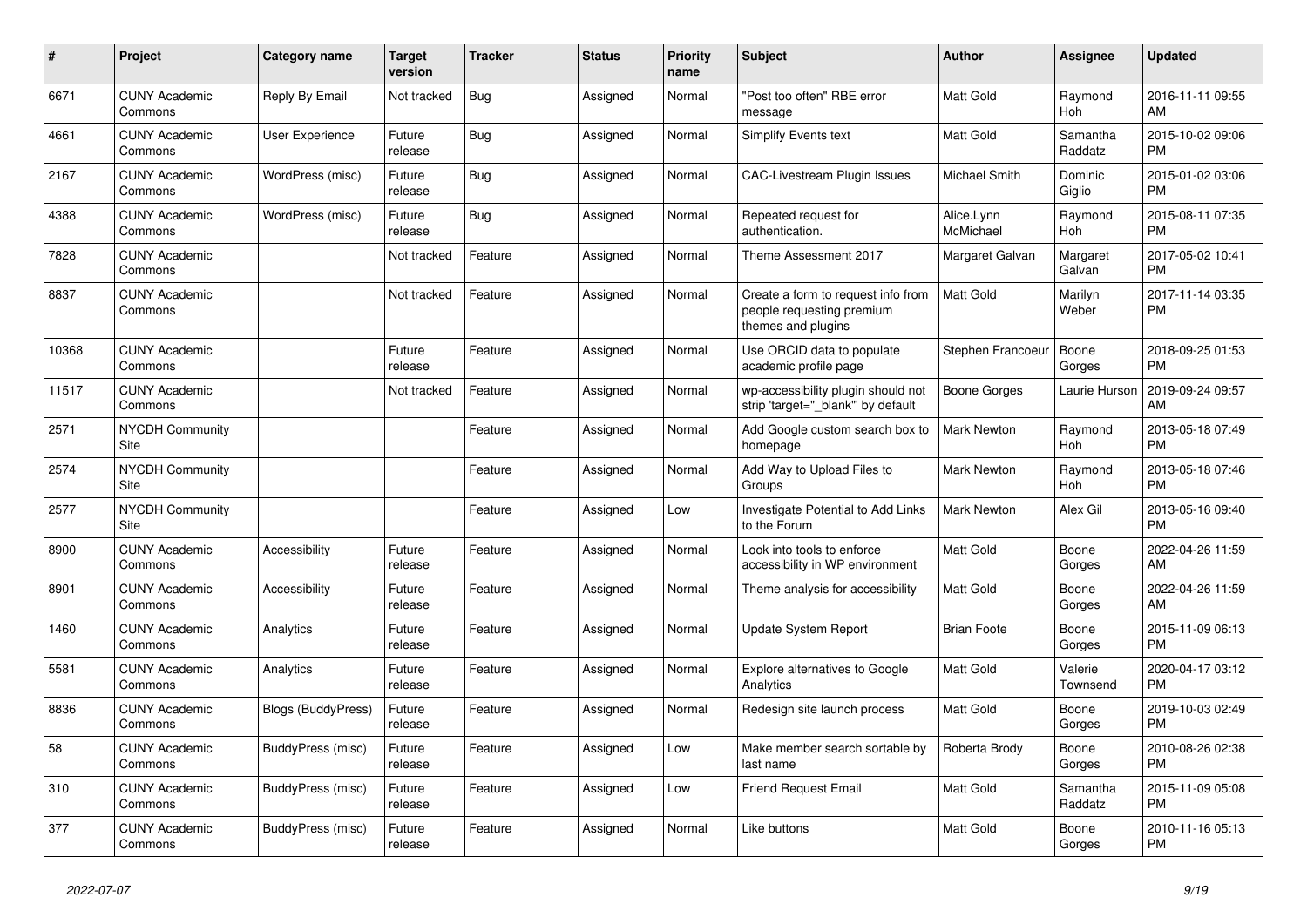| # | Project | Category name | Target version | Tracker | Status | Priority name | Subject | Author | Assignee | Updated |
|---|---|---|---|---|---|---|---|---|---|---|
| 6671 | CUNY Academic Commons | Reply By Email | Not tracked | Bug | Assigned | Normal | "Post too often" RBE error message | Matt Gold | Raymond Hoh | 2016-11-11 09:55 AM |
| 4661 | CUNY Academic Commons | User Experience | Future release | Bug | Assigned | Normal | Simplify Events text | Matt Gold | Samantha Raddatz | 2015-10-02 09:06 PM |
| 2167 | CUNY Academic Commons | WordPress (misc) | Future release | Bug | Assigned | Normal | CAC-Livestream Plugin Issues | Michael Smith | Dominic Giglio | 2015-01-02 03:06 PM |
| 4388 | CUNY Academic Commons | WordPress (misc) | Future release | Bug | Assigned | Normal | Repeated request for authentication. | Alice.Lynn McMichael | Raymond Hoh | 2015-08-11 07:35 PM |
| 7828 | CUNY Academic Commons | | Not tracked | Feature | Assigned | Normal | Theme Assessment 2017 | Margaret Galvan | Margaret Galvan | 2017-05-02 10:41 PM |
| 8837 | CUNY Academic Commons | | Not tracked | Feature | Assigned | Normal | Create a form to request info from people requesting premium themes and plugins | Matt Gold | Marilyn Weber | 2017-11-14 03:35 PM |
| 10368 | CUNY Academic Commons | | Future release | Feature | Assigned | Normal | Use ORCID data to populate academic profile page | Stephen Francoeur | Boone Gorges | 2018-09-25 01:53 PM |
| 11517 | CUNY Academic Commons | | Not tracked | Feature | Assigned | Normal | wp-accessibility plugin should not strip 'target="_blank"' by default | Boone Gorges | Laurie Hurson | 2019-09-24 09:57 AM |
| 2571 | NYCDH Community Site | | | Feature | Assigned | Normal | Add Google custom search box to homepage | Mark Newton | Raymond Hoh | 2013-05-18 07:49 PM |
| 2574 | NYCDH Community Site | | | Feature | Assigned | Normal | Add Way to Upload Files to Groups | Mark Newton | Raymond Hoh | 2013-05-18 07:46 PM |
| 2577 | NYCDH Community Site | | | Feature | Assigned | Low | Investigate Potential to Add Links to the Forum | Mark Newton | Alex Gil | 2013-05-16 09:40 PM |
| 8900 | CUNY Academic Commons | Accessibility | Future release | Feature | Assigned | Normal | Look into tools to enforce accessibility in WP environment | Matt Gold | Boone Gorges | 2022-04-26 11:59 AM |
| 8901 | CUNY Academic Commons | Accessibility | Future release | Feature | Assigned | Normal | Theme analysis for accessibility | Matt Gold | Boone Gorges | 2022-04-26 11:59 AM |
| 1460 | CUNY Academic Commons | Analytics | Future release | Feature | Assigned | Normal | Update System Report | Brian Foote | Boone Gorges | 2015-11-09 06:13 PM |
| 5581 | CUNY Academic Commons | Analytics | Future release | Feature | Assigned | Normal | Explore alternatives to Google Analytics | Matt Gold | Valerie Townsend | 2020-04-17 03:12 PM |
| 8836 | CUNY Academic Commons | Blogs (BuddyPress) | Future release | Feature | Assigned | Normal | Redesign site launch process | Matt Gold | Boone Gorges | 2019-10-03 02:49 PM |
| 58 | CUNY Academic Commons | BuddyPress (misc) | Future release | Feature | Assigned | Low | Make member search sortable by last name | Roberta Brody | Boone Gorges | 2010-08-26 02:38 PM |
| 310 | CUNY Academic Commons | BuddyPress (misc) | Future release | Feature | Assigned | Low | Friend Request Email | Matt Gold | Samantha Raddatz | 2015-11-09 05:08 PM |
| 377 | CUNY Academic Commons | BuddyPress (misc) | Future release | Feature | Assigned | Normal | Like buttons | Matt Gold | Boone Gorges | 2010-11-16 05:13 PM |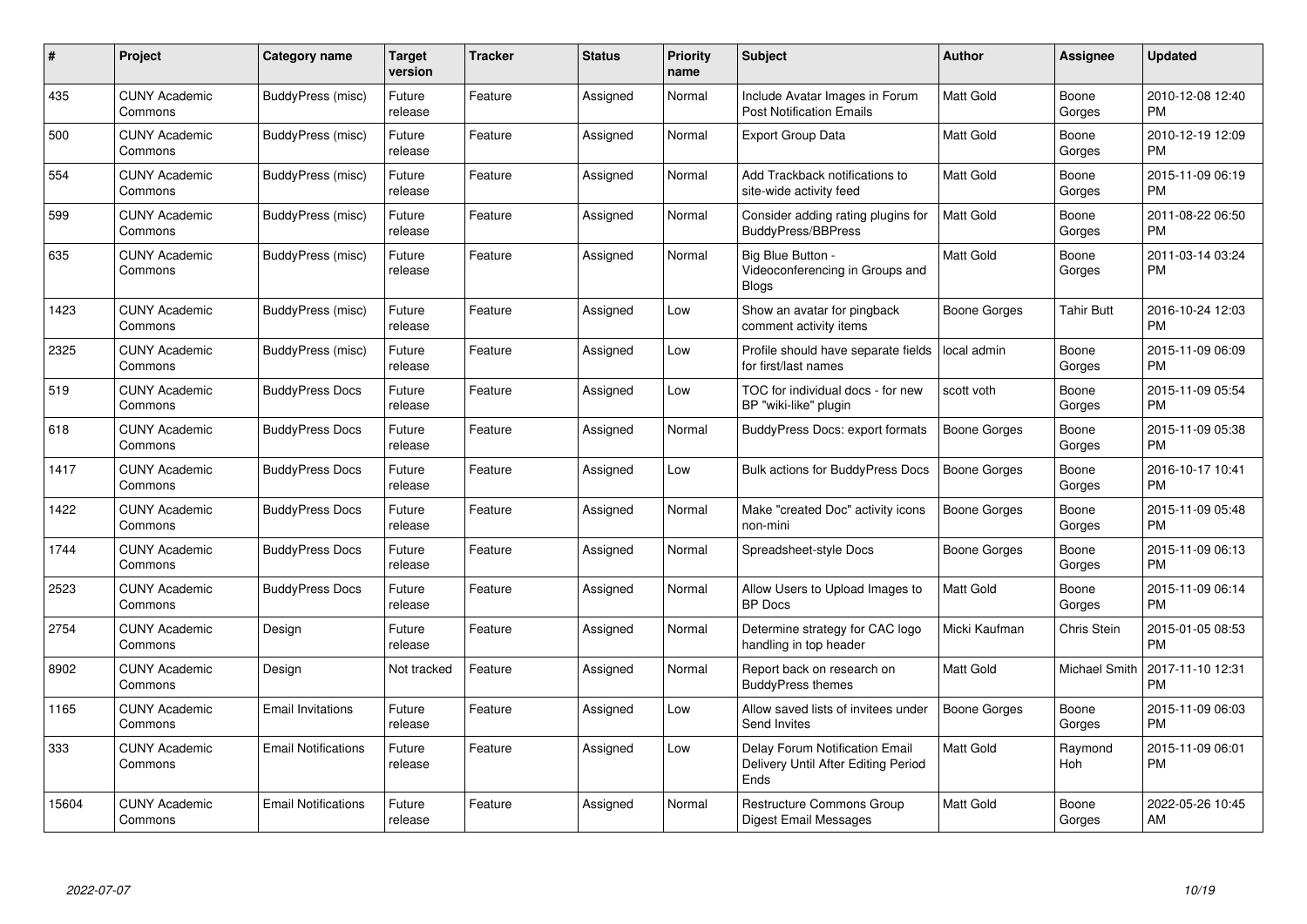| # | Project | Category name | Target version | Tracker | Status | Priority name | Subject | Author | Assignee | Updated |
|---|---|---|---|---|---|---|---|---|---|---|
| 435 | CUNY Academic Commons | BuddyPress (misc) | Future release | Feature | Assigned | Normal | Include Avatar Images in Forum Post Notification Emails | Matt Gold | Boone Gorges | 2010-12-08 12:40 PM |
| 500 | CUNY Academic Commons | BuddyPress (misc) | Future release | Feature | Assigned | Normal | Export Group Data | Matt Gold | Boone Gorges | 2010-12-19 12:09 PM |
| 554 | CUNY Academic Commons | BuddyPress (misc) | Future release | Feature | Assigned | Normal | Add Trackback notifications to site-wide activity feed | Matt Gold | Boone Gorges | 2015-11-09 06:19 PM |
| 599 | CUNY Academic Commons | BuddyPress (misc) | Future release | Feature | Assigned | Normal | Consider adding rating plugins for BuddyPress/BBPress | Matt Gold | Boone Gorges | 2011-08-22 06:50 PM |
| 635 | CUNY Academic Commons | BuddyPress (misc) | Future release | Feature | Assigned | Normal | Big Blue Button - Videoconferencing in Groups and Blogs | Matt Gold | Boone Gorges | 2011-03-14 03:24 PM |
| 1423 | CUNY Academic Commons | BuddyPress (misc) | Future release | Feature | Assigned | Low | Show an avatar for pingback comment activity items | Boone Gorges | Tahir Butt | 2016-10-24 12:03 PM |
| 2325 | CUNY Academic Commons | BuddyPress (misc) | Future release | Feature | Assigned | Low | Profile should have separate fields for first/last names | local admin | Boone Gorges | 2015-11-09 06:09 PM |
| 519 | CUNY Academic Commons | BuddyPress Docs | Future release | Feature | Assigned | Low | TOC for individual docs - for new BP "wiki-like" plugin | scott voth | Boone Gorges | 2015-11-09 05:54 PM |
| 618 | CUNY Academic Commons | BuddyPress Docs | Future release | Feature | Assigned | Normal | BuddyPress Docs: export formats | Boone Gorges | Boone Gorges | 2015-11-09 05:38 PM |
| 1417 | CUNY Academic Commons | BuddyPress Docs | Future release | Feature | Assigned | Low | Bulk actions for BuddyPress Docs | Boone Gorges | Boone Gorges | 2016-10-17 10:41 PM |
| 1422 | CUNY Academic Commons | BuddyPress Docs | Future release | Feature | Assigned | Normal | Make "created Doc" activity icons non-mini | Boone Gorges | Boone Gorges | 2015-11-09 05:48 PM |
| 1744 | CUNY Academic Commons | BuddyPress Docs | Future release | Feature | Assigned | Normal | Spreadsheet-style Docs | Boone Gorges | Boone Gorges | 2015-11-09 06:13 PM |
| 2523 | CUNY Academic Commons | BuddyPress Docs | Future release | Feature | Assigned | Normal | Allow Users to Upload Images to BP Docs | Matt Gold | Boone Gorges | 2015-11-09 06:14 PM |
| 2754 | CUNY Academic Commons | Design | Future release | Feature | Assigned | Normal | Determine strategy for CAC logo handling in top header | Micki Kaufman | Chris Stein | 2015-01-05 08:53 PM |
| 8902 | CUNY Academic Commons | Design | Not tracked | Feature | Assigned | Normal | Report back on research on BuddyPress themes | Matt Gold | Michael Smith | 2017-11-10 12:31 PM |
| 1165 | CUNY Academic Commons | Email Invitations | Future release | Feature | Assigned | Low | Allow saved lists of invitees under Send Invites | Boone Gorges | Boone Gorges | 2015-11-09 06:03 PM |
| 333 | CUNY Academic Commons | Email Notifications | Future release | Feature | Assigned | Low | Delay Forum Notification Email Delivery Until After Editing Period Ends | Matt Gold | Raymond Hoh | 2015-11-09 06:01 PM |
| 15604 | CUNY Academic Commons | Email Notifications | Future release | Feature | Assigned | Normal | Restructure Commons Group Digest Email Messages | Matt Gold | Boone Gorges | 2022-05-26 10:45 AM |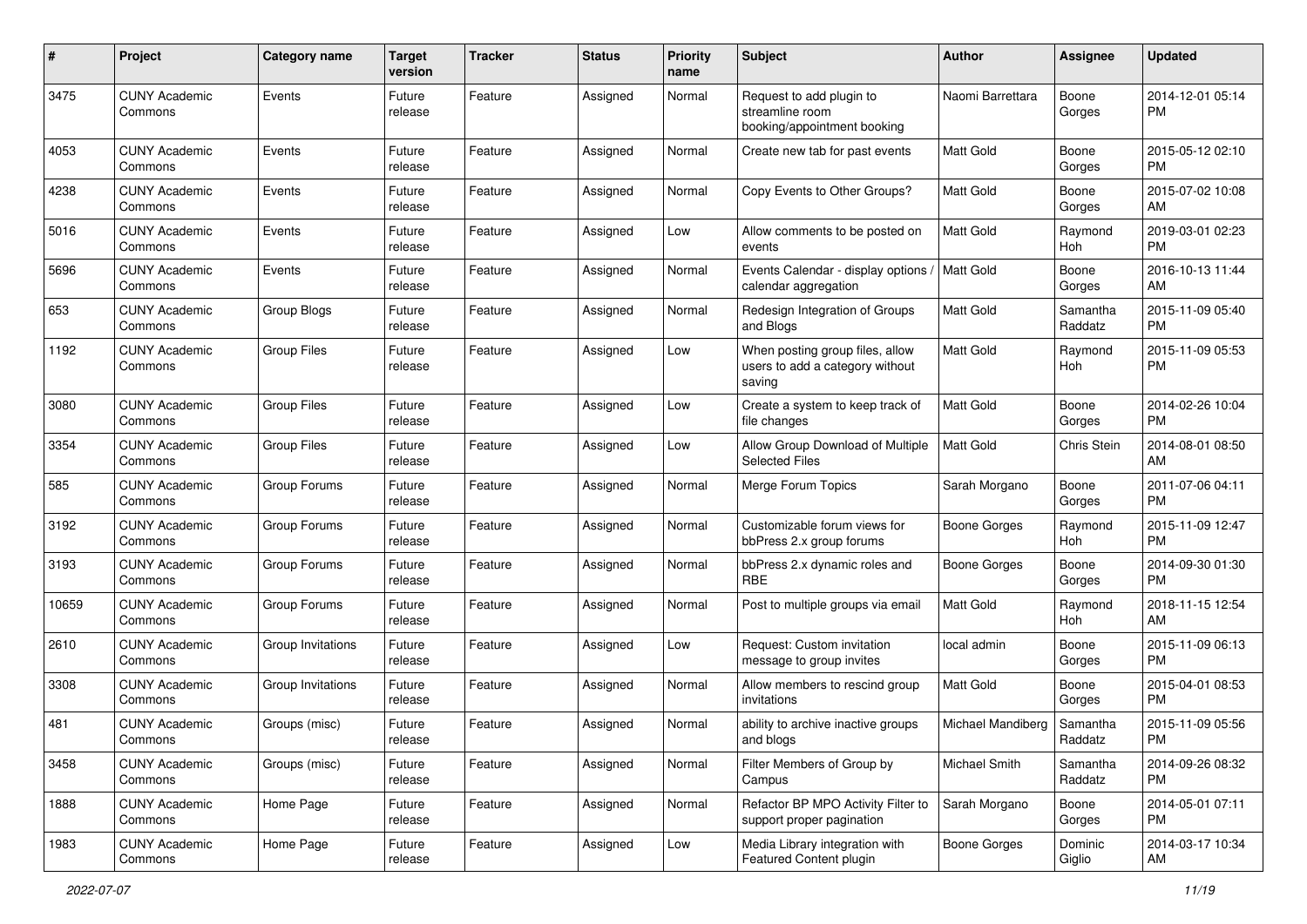| # | Project | Category name | Target version | Tracker | Status | Priority name | Subject | Author | Assignee | Updated |
|---|---|---|---|---|---|---|---|---|---|---|
| 3475 | CUNY Academic Commons | Events | Future release | Feature | Assigned | Normal | Request to add plugin to streamline room booking/appointment booking | Naomi Barrettara | Boone Gorges | 2014-12-01 05:14 PM |
| 4053 | CUNY Academic Commons | Events | Future release | Feature | Assigned | Normal | Create new tab for past events | Matt Gold | Boone Gorges | 2015-05-12 02:10 PM |
| 4238 | CUNY Academic Commons | Events | Future release | Feature | Assigned | Normal | Copy Events to Other Groups? | Matt Gold | Boone Gorges | 2015-07-02 10:08 AM |
| 5016 | CUNY Academic Commons | Events | Future release | Feature | Assigned | Low | Allow comments to be posted on events | Matt Gold | Raymond Hoh | 2019-03-01 02:23 PM |
| 5696 | CUNY Academic Commons | Events | Future release | Feature | Assigned | Normal | Events Calendar - display options / calendar aggregation | Matt Gold | Boone Gorges | 2016-10-13 11:44 AM |
| 653 | CUNY Academic Commons | Group Blogs | Future release | Feature | Assigned | Normal | Redesign Integration of Groups and Blogs | Matt Gold | Samantha Raddatz | 2015-11-09 05:40 PM |
| 1192 | CUNY Academic Commons | Group Files | Future release | Feature | Assigned | Low | When posting group files, allow users to add a category without saving | Matt Gold | Raymond Hoh | 2015-11-09 05:53 PM |
| 3080 | CUNY Academic Commons | Group Files | Future release | Feature | Assigned | Low | Create a system to keep track of file changes | Matt Gold | Boone Gorges | 2014-02-26 10:04 PM |
| 3354 | CUNY Academic Commons | Group Files | Future release | Feature | Assigned | Low | Allow Group Download of Multiple Selected Files | Matt Gold | Chris Stein | 2014-08-01 08:50 AM |
| 585 | CUNY Academic Commons | Group Forums | Future release | Feature | Assigned | Normal | Merge Forum Topics | Sarah Morgano | Boone Gorges | 2011-07-06 04:11 PM |
| 3192 | CUNY Academic Commons | Group Forums | Future release | Feature | Assigned | Normal | Customizable forum views for bbPress 2.x group forums | Boone Gorges | Raymond Hoh | 2015-11-09 12:47 PM |
| 3193 | CUNY Academic Commons | Group Forums | Future release | Feature | Assigned | Normal | bbPress 2.x dynamic roles and RBE | Boone Gorges | Boone Gorges | 2014-09-30 01:30 PM |
| 10659 | CUNY Academic Commons | Group Forums | Future release | Feature | Assigned | Normal | Post to multiple groups via email | Matt Gold | Raymond Hoh | 2018-11-15 12:54 AM |
| 2610 | CUNY Academic Commons | Group Invitations | Future release | Feature | Assigned | Low | Request: Custom invitation message to group invites | local admin | Boone Gorges | 2015-11-09 06:13 PM |
| 3308 | CUNY Academic Commons | Group Invitations | Future release | Feature | Assigned | Normal | Allow members to rescind group invitations | Matt Gold | Boone Gorges | 2015-04-01 08:53 PM |
| 481 | CUNY Academic Commons | Groups (misc) | Future release | Feature | Assigned | Normal | ability to archive inactive groups and blogs | Michael Mandiberg | Samantha Raddatz | 2015-11-09 05:56 PM |
| 3458 | CUNY Academic Commons | Groups (misc) | Future release | Feature | Assigned | Normal | Filter Members of Group by Campus | Michael Smith | Samantha Raddatz | 2014-09-26 08:32 PM |
| 1888 | CUNY Academic Commons | Home Page | Future release | Feature | Assigned | Normal | Refactor BP MPO Activity Filter to support proper pagination | Sarah Morgano | Boone Gorges | 2014-05-01 07:11 PM |
| 1983 | CUNY Academic Commons | Home Page | Future release | Feature | Assigned | Low | Media Library integration with Featured Content plugin | Boone Gorges | Dominic Giglio | 2014-03-17 10:34 AM |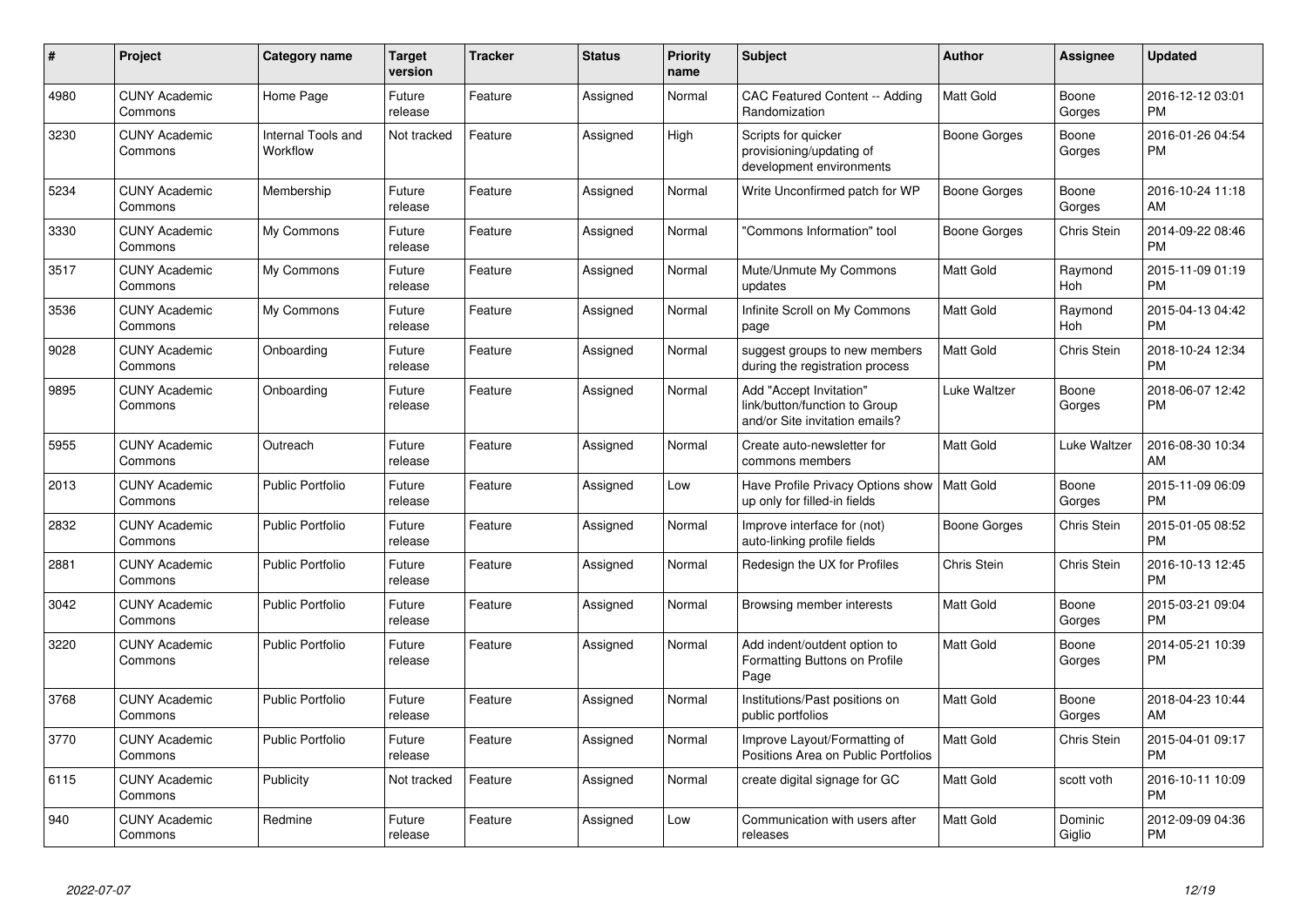| # | Project | Category name | Target version | Tracker | Status | Priority name | Subject | Author | Assignee | Updated |
|---|---|---|---|---|---|---|---|---|---|---|
| 4980 | CUNY Academic Commons | Home Page | Future release | Feature | Assigned | Normal | CAC Featured Content -- Adding Randomization | Matt Gold | Boone Gorges | 2016-12-12 03:01 PM |
| 3230 | CUNY Academic Commons | Internal Tools and Workflow | Not tracked | Feature | Assigned | High | Scripts for quicker provisioning/updating of development environments | Boone Gorges | Boone Gorges | 2016-01-26 04:54 PM |
| 5234 | CUNY Academic Commons | Membership | Future release | Feature | Assigned | Normal | Write Unconfirmed patch for WP | Boone Gorges | Boone Gorges | 2016-10-24 11:18 AM |
| 3330 | CUNY Academic Commons | My Commons | Future release | Feature | Assigned | Normal | "Commons Information" tool | Boone Gorges | Chris Stein | 2014-09-22 08:46 PM |
| 3517 | CUNY Academic Commons | My Commons | Future release | Feature | Assigned | Normal | Mute/Unmute My Commons updates | Matt Gold | Raymond Hoh | 2015-11-09 01:19 PM |
| 3536 | CUNY Academic Commons | My Commons | Future release | Feature | Assigned | Normal | Infinite Scroll on My Commons page | Matt Gold | Raymond Hoh | 2015-04-13 04:42 PM |
| 9028 | CUNY Academic Commons | Onboarding | Future release | Feature | Assigned | Normal | suggest groups to new members during the registration process | Matt Gold | Chris Stein | 2018-10-24 12:34 PM |
| 9895 | CUNY Academic Commons | Onboarding | Future release | Feature | Assigned | Normal | Add "Accept Invitation" link/button/function to Group and/or Site invitation emails? | Luke Waltzer | Boone Gorges | 2018-06-07 12:42 PM |
| 5955 | CUNY Academic Commons | Outreach | Future release | Feature | Assigned | Normal | Create auto-newsletter for commons members | Matt Gold | Luke Waltzer | 2016-08-30 10:34 AM |
| 2013 | CUNY Academic Commons | Public Portfolio | Future release | Feature | Assigned | Low | Have Profile Privacy Options show up only for filled-in fields | Matt Gold | Boone Gorges | 2015-11-09 06:09 PM |
| 2832 | CUNY Academic Commons | Public Portfolio | Future release | Feature | Assigned | Normal | Improve interface for (not) auto-linking profile fields | Boone Gorges | Chris Stein | 2015-01-05 08:52 PM |
| 2881 | CUNY Academic Commons | Public Portfolio | Future release | Feature | Assigned | Normal | Redesign the UX for Profiles | Chris Stein | Chris Stein | 2016-10-13 12:45 PM |
| 3042 | CUNY Academic Commons | Public Portfolio | Future release | Feature | Assigned | Normal | Browsing member interests | Matt Gold | Boone Gorges | 2015-03-21 09:04 PM |
| 3220 | CUNY Academic Commons | Public Portfolio | Future release | Feature | Assigned | Normal | Add indent/outdent option to Formatting Buttons on Profile Page | Matt Gold | Boone Gorges | 2014-05-21 10:39 PM |
| 3768 | CUNY Academic Commons | Public Portfolio | Future release | Feature | Assigned | Normal | Institutions/Past positions on public portfolios | Matt Gold | Boone Gorges | 2018-04-23 10:44 AM |
| 3770 | CUNY Academic Commons | Public Portfolio | Future release | Feature | Assigned | Normal | Improve Layout/Formatting of Positions Area on Public Portfolios | Matt Gold | Chris Stein | 2015-04-01 09:17 PM |
| 6115 | CUNY Academic Commons | Publicity | Not tracked | Feature | Assigned | Normal | create digital signage for GC | Matt Gold | scott voth | 2016-10-11 10:09 PM |
| 940 | CUNY Academic Commons | Redmine | Future release | Feature | Assigned | Low | Communication with users after releases | Matt Gold | Dominic Giglio | 2012-09-09 04:36 PM |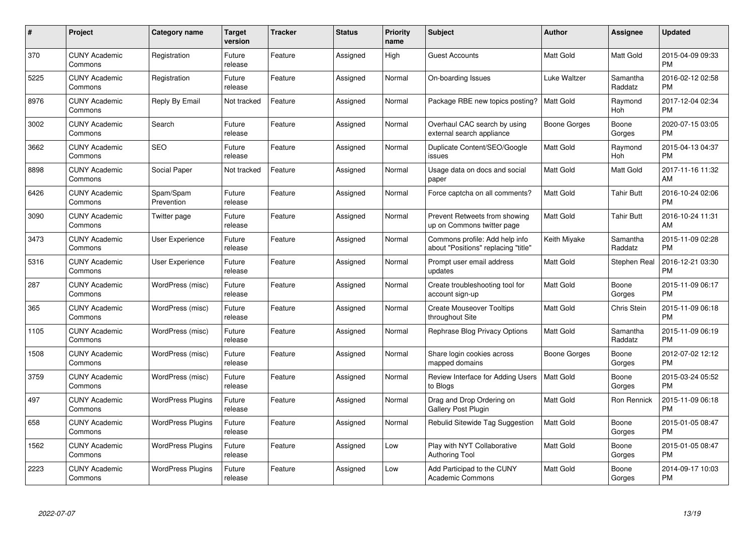| # | Project | Category name | Target version | Tracker | Status | Priority name | Subject | Author | Assignee | Updated |
|---|---|---|---|---|---|---|---|---|---|---|
| 370 | CUNY Academic Commons | Registration | Future release | Feature | Assigned | High | Guest Accounts | Matt Gold | Matt Gold | 2015-04-09 09:33 PM |
| 5225 | CUNY Academic Commons | Registration | Future release | Feature | Assigned | Normal | On-boarding Issues | Luke Waltzer | Samantha Raddatz | 2016-02-12 02:58 PM |
| 8976 | CUNY Academic Commons | Reply By Email | Not tracked | Feature | Assigned | Normal | Package RBE new topics posting? | Matt Gold | Raymond Hoh | 2017-12-04 02:34 PM |
| 3002 | CUNY Academic Commons | Search | Future release | Feature | Assigned | Normal | Overhaul CAC search by using external search appliance | Boone Gorges | Boone Gorges | 2020-07-15 03:05 PM |
| 3662 | CUNY Academic Commons | SEO | Future release | Feature | Assigned | Normal | Duplicate Content/SEO/Google issues | Matt Gold | Raymond Hoh | 2015-04-13 04:37 PM |
| 8898 | CUNY Academic Commons | Social Paper | Not tracked | Feature | Assigned | Normal | Usage data on docs and social paper | Matt Gold | Matt Gold | 2017-11-16 11:32 AM |
| 6426 | CUNY Academic Commons | Spam/Spam Prevention | Future release | Feature | Assigned | Normal | Force captcha on all comments? | Matt Gold | Tahir Butt | 2016-10-24 02:06 PM |
| 3090 | CUNY Academic Commons | Twitter page | Future release | Feature | Assigned | Normal | Prevent Retweets from showing up on Commons twitter page | Matt Gold | Tahir Butt | 2016-10-24 11:31 AM |
| 3473 | CUNY Academic Commons | User Experience | Future release | Feature | Assigned | Normal | Commons profile: Add help info about "Positions" replacing "title" | Keith Miyake | Samantha Raddatz | 2015-11-09 02:28 PM |
| 5316 | CUNY Academic Commons | User Experience | Future release | Feature | Assigned | Normal | Prompt user email address updates | Matt Gold | Stephen Real | 2016-12-21 03:30 PM |
| 287 | CUNY Academic Commons | WordPress (misc) | Future release | Feature | Assigned | Normal | Create troubleshooting tool for account sign-up | Matt Gold | Boone Gorges | 2015-11-09 06:17 PM |
| 365 | CUNY Academic Commons | WordPress (misc) | Future release | Feature | Assigned | Normal | Create Mouseover Tooltips throughout Site | Matt Gold | Chris Stein | 2015-11-09 06:18 PM |
| 1105 | CUNY Academic Commons | WordPress (misc) | Future release | Feature | Assigned | Normal | Rephrase Blog Privacy Options | Matt Gold | Samantha Raddatz | 2015-11-09 06:19 PM |
| 1508 | CUNY Academic Commons | WordPress (misc) | Future release | Feature | Assigned | Normal | Share login cookies across mapped domains | Boone Gorges | Boone Gorges | 2012-07-02 12:12 PM |
| 3759 | CUNY Academic Commons | WordPress (misc) | Future release | Feature | Assigned | Normal | Review Interface for Adding Users to Blogs | Matt Gold | Boone Gorges | 2015-03-24 05:52 PM |
| 497 | CUNY Academic Commons | WordPress Plugins | Future release | Feature | Assigned | Normal | Drag and Drop Ordering on Gallery Post Plugin | Matt Gold | Ron Rennick | 2015-11-09 06:18 PM |
| 658 | CUNY Academic Commons | WordPress Plugins | Future release | Feature | Assigned | Normal | Rebulid Sitewide Tag Suggestion | Matt Gold | Boone Gorges | 2015-01-05 08:47 PM |
| 1562 | CUNY Academic Commons | WordPress Plugins | Future release | Feature | Assigned | Low | Play with NYT Collaborative Authoring Tool | Matt Gold | Boone Gorges | 2015-01-05 08:47 PM |
| 2223 | CUNY Academic Commons | WordPress Plugins | Future release | Feature | Assigned | Low | Add Participad to the CUNY Academic Commons | Matt Gold | Boone Gorges | 2014-09-17 10:03 PM |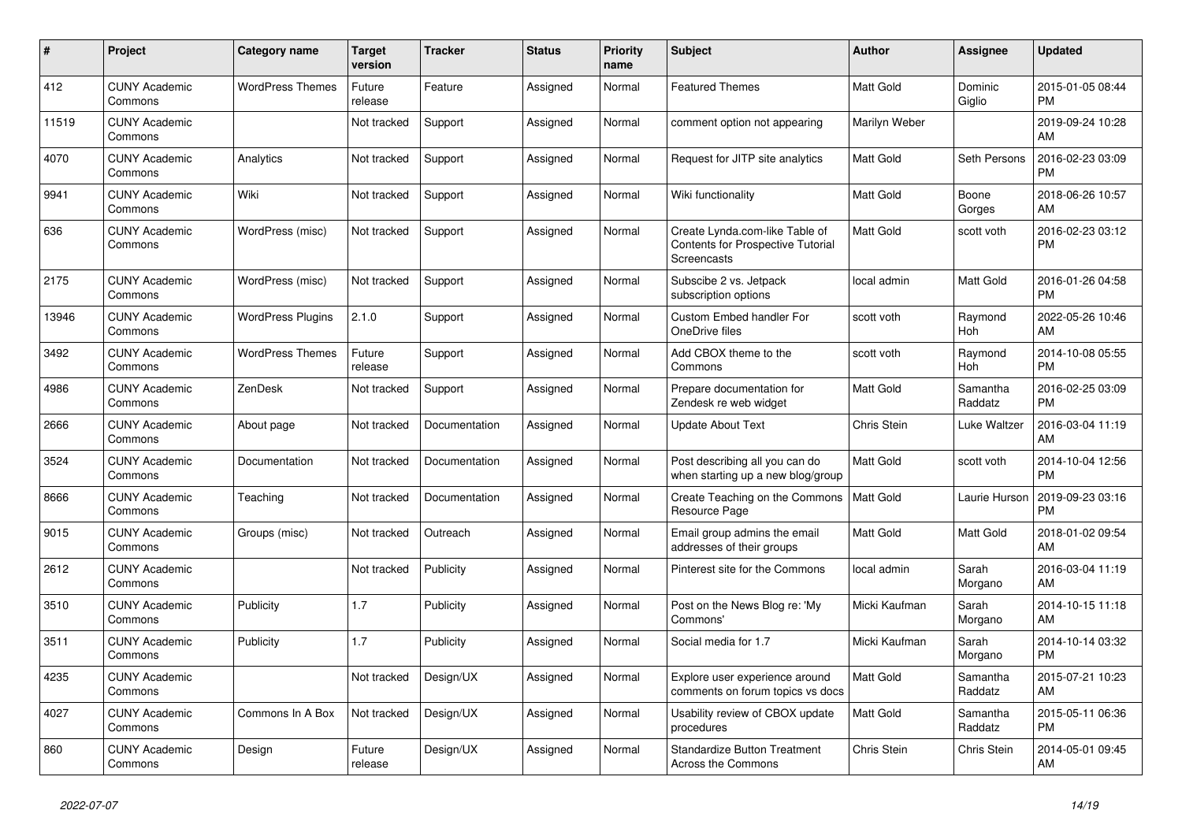| # | Project | Category name | Target version | Tracker | Status | Priority name | Subject | Author | Assignee | Updated |
|---|---|---|---|---|---|---|---|---|---|---|
| 412 | CUNY Academic Commons | WordPress Themes | Future release | Feature | Assigned | Normal | Featured Themes | Matt Gold | Dominic Giglio | 2015-01-05 08:44 PM |
| 11519 | CUNY Academic Commons | | Not tracked | Support | Assigned | Normal | comment option not appearing | Marilyn Weber | | 2019-09-24 10:28 AM |
| 4070 | CUNY Academic Commons | Analytics | Not tracked | Support | Assigned | Normal | Request for JITP site analytics | Matt Gold | Seth Persons | 2016-02-23 03:09 PM |
| 9941 | CUNY Academic Commons | Wiki | Not tracked | Support | Assigned | Normal | Wiki functionality | Matt Gold | Boone Gorges | 2018-06-26 10:57 AM |
| 636 | CUNY Academic Commons | WordPress (misc) | Not tracked | Support | Assigned | Normal | Create Lynda.com-like Table of Contents for Prospective Tutorial Screencasts | Matt Gold | scott voth | 2016-02-23 03:12 PM |
| 2175 | CUNY Academic Commons | WordPress (misc) | Not tracked | Support | Assigned | Normal | Subscibe 2 vs. Jetpack subscription options | local admin | Matt Gold | 2016-01-26 04:58 PM |
| 13946 | CUNY Academic Commons | WordPress Plugins | 2.1.0 | Support | Assigned | Normal | Custom Embed handler For OneDrive files | scott voth | Raymond Hoh | 2022-05-26 10:46 AM |
| 3492 | CUNY Academic Commons | WordPress Themes | Future release | Support | Assigned | Normal | Add CBOX theme to the Commons | scott voth | Raymond Hoh | 2014-10-08 05:55 PM |
| 4986 | CUNY Academic Commons | ZenDesk | Not tracked | Support | Assigned | Normal | Prepare documentation for Zendesk re web widget | Matt Gold | Samantha Raddatz | 2016-02-25 03:09 PM |
| 2666 | CUNY Academic Commons | About page | Not tracked | Documentation | Assigned | Normal | Update About Text | Chris Stein | Luke Waltzer | 2016-03-04 11:19 AM |
| 3524 | CUNY Academic Commons | Documentation | Not tracked | Documentation | Assigned | Normal | Post describing all you can do when starting up a new blog/group | Matt Gold | scott voth | 2014-10-04 12:56 PM |
| 8666 | CUNY Academic Commons | Teaching | Not tracked | Documentation | Assigned | Normal | Create Teaching on the Commons Resource Page | Matt Gold | Laurie Hurson | 2019-09-23 03:16 PM |
| 9015 | CUNY Academic Commons | Groups (misc) | Not tracked | Outreach | Assigned | Normal | Email group admins the email addresses of their groups | Matt Gold | Matt Gold | 2018-01-02 09:54 AM |
| 2612 | CUNY Academic Commons | | Not tracked | Publicity | Assigned | Normal | Pinterest site for the Commons | local admin | Sarah Morgano | 2016-03-04 11:19 AM |
| 3510 | CUNY Academic Commons | Publicity | 1.7 | Publicity | Assigned | Normal | Post on the News Blog re: 'My Commons' | Micki Kaufman | Sarah Morgano | 2014-10-15 11:18 AM |
| 3511 | CUNY Academic Commons | Publicity | 1.7 | Publicity | Assigned | Normal | Social media for 1.7 | Micki Kaufman | Sarah Morgano | 2014-10-14 03:32 PM |
| 4235 | CUNY Academic Commons | | Not tracked | Design/UX | Assigned | Normal | Explore user experience around comments on forum topics vs docs | Matt Gold | Samantha Raddatz | 2015-07-21 10:23 AM |
| 4027 | CUNY Academic Commons | Commons In A Box | Not tracked | Design/UX | Assigned | Normal | Usability review of CBOX update procedures | Matt Gold | Samantha Raddatz | 2015-05-11 06:36 PM |
| 860 | CUNY Academic Commons | Design | Future release | Design/UX | Assigned | Normal | Standardize Button Treatment Across the Commons | Chris Stein | Chris Stein | 2014-05-01 09:45 AM |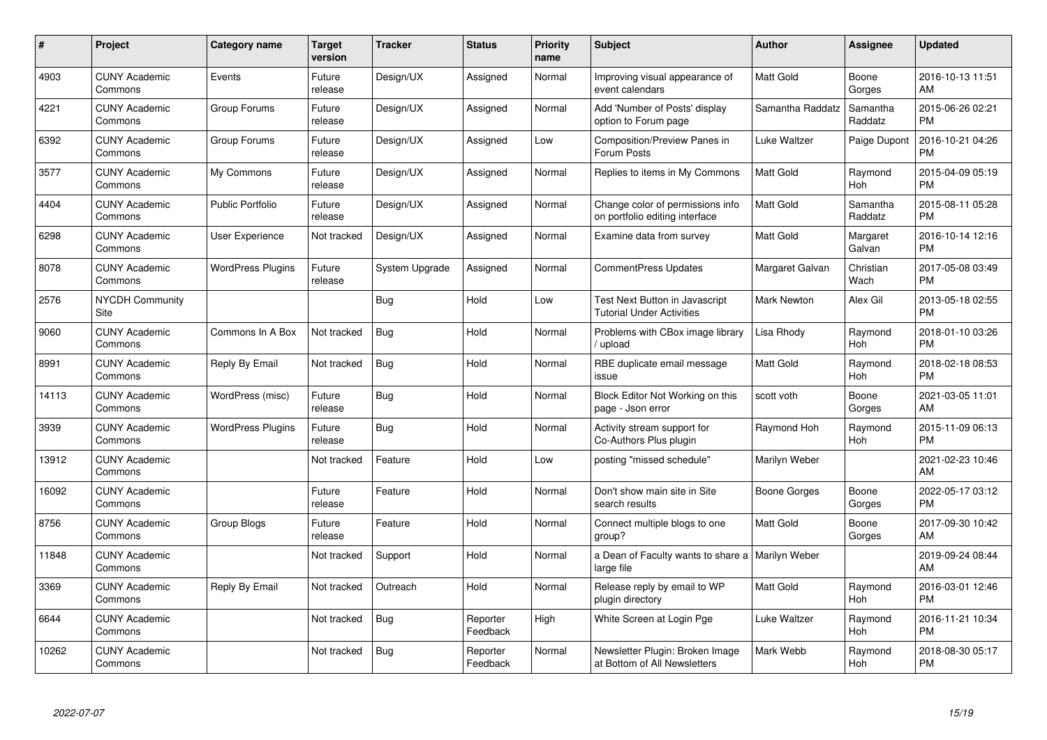| # | Project | Category name | Target version | Tracker | Status | Priority name | Subject | Author | Assignee | Updated |
|---|---|---|---|---|---|---|---|---|---|---|
| 4903 | CUNY Academic Commons | Events | Future release | Design/UX | Assigned | Normal | Improving visual appearance of event calendars | Matt Gold | Boone Gorges | 2016-10-13 11:51 AM |
| 4221 | CUNY Academic Commons | Group Forums | Future release | Design/UX | Assigned | Normal | Add 'Number of Posts' display option to Forum page | Samantha Raddatz | Samantha Raddatz | 2015-06-26 02:21 PM |
| 6392 | CUNY Academic Commons | Group Forums | Future release | Design/UX | Assigned | Low | Composition/Preview Panes in Forum Posts | Luke Waltzer | Paige Dupont | 2016-10-21 04:26 PM |
| 3577 | CUNY Academic Commons | My Commons | Future release | Design/UX | Assigned | Normal | Replies to items in My Commons | Matt Gold | Raymond Hoh | 2015-04-09 05:19 PM |
| 4404 | CUNY Academic Commons | Public Portfolio | Future release | Design/UX | Assigned | Normal | Change color of permissions info on portfolio editing interface | Matt Gold | Samantha Raddatz | 2015-08-11 05:28 PM |
| 6298 | CUNY Academic Commons | User Experience | Not tracked | Design/UX | Assigned | Normal | Examine data from survey | Matt Gold | Margaret Galvan | 2016-10-14 12:16 PM |
| 8078 | CUNY Academic Commons | WordPress Plugins | Future release | System Upgrade | Assigned | Normal | CommentPress Updates | Margaret Galvan | Christian Wach | 2017-05-08 03:49 PM |
| 2576 | NYCDH Community Site | | | Bug | Hold | Low | Test Next Button in Javascript Tutorial Under Activities | Mark Newton | Alex Gil | 2013-05-18 02:55 PM |
| 9060 | CUNY Academic Commons | Commons In A Box | Not tracked | Bug | Hold | Normal | Problems with CBox image library / upload | Lisa Rhody | Raymond Hoh | 2018-01-10 03:26 PM |
| 8991 | CUNY Academic Commons | Reply By Email | Not tracked | Bug | Hold | Normal | RBE duplicate email message issue | Matt Gold | Raymond Hoh | 2018-02-18 08:53 PM |
| 14113 | CUNY Academic Commons | WordPress (misc) | Future release | Bug | Hold | Normal | Block Editor Not Working on this page - Json error | scott voth | Boone Gorges | 2021-03-05 11:01 AM |
| 3939 | CUNY Academic Commons | WordPress Plugins | Future release | Bug | Hold | Normal | Activity stream support for Co-Authors Plus plugin | Raymond Hoh | Raymond Hoh | 2015-11-09 06:13 PM |
| 13912 | CUNY Academic Commons | | Not tracked | Feature | Hold | Low | posting "missed schedule" | Marilyn Weber | | 2021-02-23 10:46 AM |
| 16092 | CUNY Academic Commons | | Future release | Feature | Hold | Normal | Don't show main site in Site search results | Boone Gorges | Boone Gorges | 2022-05-17 03:12 PM |
| 8756 | CUNY Academic Commons | Group Blogs | Future release | Feature | Hold | Normal | Connect multiple blogs to one group? | Matt Gold | Boone Gorges | 2017-09-30 10:42 AM |
| 11848 | CUNY Academic Commons | | Not tracked | Support | Hold | Normal | a Dean of Faculty wants to share a large file | Marilyn Weber | | 2019-09-24 08:44 AM |
| 3369 | CUNY Academic Commons | Reply By Email | Not tracked | Outreach | Hold | Normal | Release reply by email to WP plugin directory | Matt Gold | Raymond Hoh | 2016-03-01 12:46 PM |
| 6644 | CUNY Academic Commons | | Not tracked | Bug | Reporter Feedback | High | White Screen at Login Pge | Luke Waltzer | Raymond Hoh | 2016-11-21 10:34 PM |
| 10262 | CUNY Academic Commons | | Not tracked | Bug | Reporter Feedback | Normal | Newsletter Plugin: Broken Image at Bottom of All Newsletters | Mark Webb | Raymond Hoh | 2018-08-30 05:17 PM |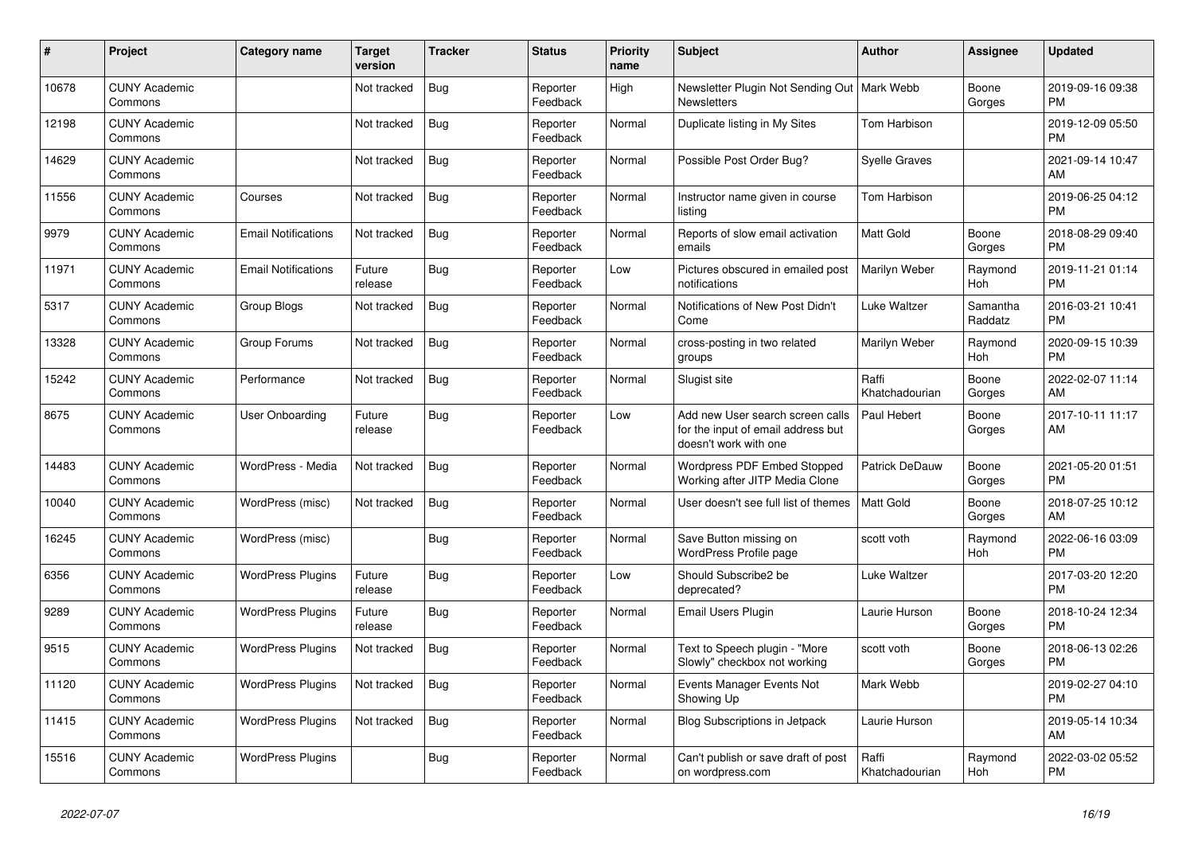| # | Project | Category name | Target version | Tracker | Status | Priority name | Subject | Author | Assignee | Updated |
|---|---|---|---|---|---|---|---|---|---|---|
| 10678 | CUNY Academic Commons | | Not tracked | Bug | Reporter Feedback | High | Newsletter Plugin Not Sending Out Newsletters | Mark Webb | Boone Gorges | 2019-09-16 09:38 PM |
| 12198 | CUNY Academic Commons | | Not tracked | Bug | Reporter Feedback | Normal | Duplicate listing in My Sites | Tom Harbison | | 2019-12-09 05:50 PM |
| 14629 | CUNY Academic Commons | | Not tracked | Bug | Reporter Feedback | Normal | Possible Post Order Bug? | Syelle Graves | | 2021-09-14 10:47 AM |
| 11556 | CUNY Academic Commons | Courses | Not tracked | Bug | Reporter Feedback | Normal | Instructor name given in course listing | Tom Harbison | | 2019-06-25 04:12 PM |
| 9979 | CUNY Academic Commons | Email Notifications | Not tracked | Bug | Reporter Feedback | Normal | Reports of slow email activation emails | Matt Gold | Boone Gorges | 2018-08-29 09:40 PM |
| 11971 | CUNY Academic Commons | Email Notifications | Future release | Bug | Reporter Feedback | Low | Pictures obscured in emailed post notifications | Marilyn Weber | Raymond Hoh | 2019-11-21 01:14 PM |
| 5317 | CUNY Academic Commons | Group Blogs | Not tracked | Bug | Reporter Feedback | Normal | Notifications of New Post Didn't Come | Luke Waltzer | Samantha Raddatz | 2016-03-21 10:41 PM |
| 13328 | CUNY Academic Commons | Group Forums | Not tracked | Bug | Reporter Feedback | Normal | cross-posting in two related groups | Marilyn Weber | Raymond Hoh | 2020-09-15 10:39 PM |
| 15242 | CUNY Academic Commons | Performance | Not tracked | Bug | Reporter Feedback | Normal | Slugist site | Raffi Khatchadourian | Boone Gorges | 2022-02-07 11:14 AM |
| 8675 | CUNY Academic Commons | User Onboarding | Future release | Bug | Reporter Feedback | Low | Add new User search screen calls for the input of email address but doesn't work with one | Paul Hebert | Boone Gorges | 2017-10-11 11:17 AM |
| 14483 | CUNY Academic Commons | WordPress - Media | Not tracked | Bug | Reporter Feedback | Normal | Wordpress PDF Embed Stopped Working after JITP Media Clone | Patrick DeDauw | Boone Gorges | 2021-05-20 01:51 PM |
| 10040 | CUNY Academic Commons | WordPress (misc) | Not tracked | Bug | Reporter Feedback | Normal | User doesn't see full list of themes | Matt Gold | Boone Gorges | 2018-07-25 10:12 AM |
| 16245 | CUNY Academic Commons | WordPress (misc) | | Bug | Reporter Feedback | Normal | Save Button missing on WordPress Profile page | scott voth | Raymond Hoh | 2022-06-16 03:09 PM |
| 6356 | CUNY Academic Commons | WordPress Plugins | Future release | Bug | Reporter Feedback | Low | Should Subscribe2 be deprecated? | Luke Waltzer | | 2017-03-20 12:20 PM |
| 9289 | CUNY Academic Commons | WordPress Plugins | Future release | Bug | Reporter Feedback | Normal | Email Users Plugin | Laurie Hurson | Boone Gorges | 2018-10-24 12:34 PM |
| 9515 | CUNY Academic Commons | WordPress Plugins | Not tracked | Bug | Reporter Feedback | Normal | Text to Speech plugin - "More Slowly" checkbox not working | scott voth | Boone Gorges | 2018-06-13 02:26 PM |
| 11120 | CUNY Academic Commons | WordPress Plugins | Not tracked | Bug | Reporter Feedback | Normal | Events Manager Events Not Showing Up | Mark Webb | | 2019-02-27 04:10 PM |
| 11415 | CUNY Academic Commons | WordPress Plugins | Not tracked | Bug | Reporter Feedback | Normal | Blog Subscriptions in Jetpack | Laurie Hurson | | 2019-05-14 10:34 AM |
| 15516 | CUNY Academic Commons | WordPress Plugins | | Bug | Reporter Feedback | Normal | Can't publish or save draft of post on wordpress.com | Raffi Khatchadourian | Raymond Hoh | 2022-03-02 05:52 PM |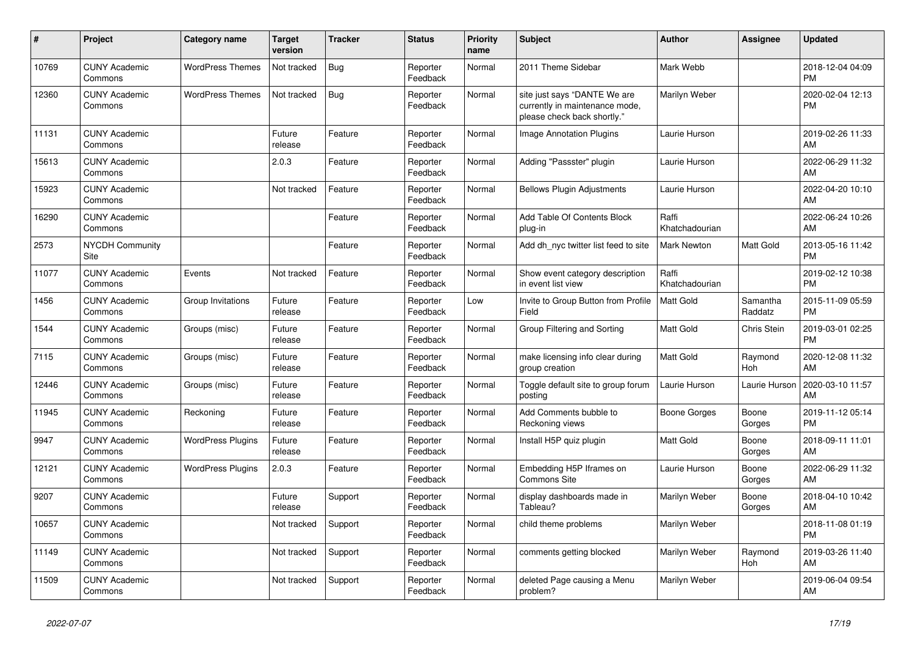| # | Project | Category name | Target version | Tracker | Status | Priority name | Subject | Author | Assignee | Updated |
|---|---|---|---|---|---|---|---|---|---|---|
| 10769 | CUNY Academic Commons | WordPress Themes | Not tracked | Bug | Reporter Feedback | Normal | 2011 Theme Sidebar | Mark Webb | | 2018-12-04 04:09 PM |
| 12360 | CUNY Academic Commons | WordPress Themes | Not tracked | Bug | Reporter Feedback | Normal | site just says "DANTE We are currently in maintenance mode, please check back shortly." | Marilyn Weber | | 2020-02-04 12:13 PM |
| 11131 | CUNY Academic Commons | | Future release | Feature | Reporter Feedback | Normal | Image Annotation Plugins | Laurie Hurson | | 2019-02-26 11:33 AM |
| 15613 | CUNY Academic Commons | | 2.0.3 | Feature | Reporter Feedback | Normal | Adding "Passster" plugin | Laurie Hurson | | 2022-06-29 11:32 AM |
| 15923 | CUNY Academic Commons | | Not tracked | Feature | Reporter Feedback | Normal | Bellows Plugin Adjustments | Laurie Hurson | | 2022-04-20 10:10 AM |
| 16290 | CUNY Academic Commons | | | Feature | Reporter Feedback | Normal | Add Table Of Contents Block plug-in | Raffi Khatchadourian | | 2022-06-24 10:26 AM |
| 2573 | NYCDH Community Site | | | Feature | Reporter Feedback | Normal | Add dh_nyc twitter list feed to site | Mark Newton | Matt Gold | 2013-05-16 11:42 PM |
| 11077 | CUNY Academic Commons | Events | Not tracked | Feature | Reporter Feedback | Normal | Show event category description in event list view | Raffi Khatchadourian | | 2019-02-12 10:38 PM |
| 1456 | CUNY Academic Commons | Group Invitations | Future release | Feature | Reporter Feedback | Low | Invite to Group Button from Profile Field | Matt Gold | Samantha Raddatz | 2015-11-09 05:59 PM |
| 1544 | CUNY Academic Commons | Groups (misc) | Future release | Feature | Reporter Feedback | Normal | Group Filtering and Sorting | Matt Gold | Chris Stein | 2019-03-01 02:25 PM |
| 7115 | CUNY Academic Commons | Groups (misc) | Future release | Feature | Reporter Feedback | Normal | make licensing info clear during group creation | Matt Gold | Raymond Hoh | 2020-12-08 11:32 AM |
| 12446 | CUNY Academic Commons | Groups (misc) | Future release | Feature | Reporter Feedback | Normal | Toggle default site to group forum posting | Laurie Hurson | Laurie Hurson | 2020-03-10 11:57 AM |
| 11945 | CUNY Academic Commons | Reckoning | Future release | Feature | Reporter Feedback | Normal | Add Comments bubble to Reckoning views | Boone Gorges | Boone Gorges | 2019-11-12 05:14 PM |
| 9947 | CUNY Academic Commons | WordPress Plugins | Future release | Feature | Reporter Feedback | Normal | Install H5P quiz plugin | Matt Gold | Boone Gorges | 2018-09-11 11:01 AM |
| 12121 | CUNY Academic Commons | WordPress Plugins | 2.0.3 | Feature | Reporter Feedback | Normal | Embedding H5P Iframes on Commons Site | Laurie Hurson | Boone Gorges | 2022-06-29 11:32 AM |
| 9207 | CUNY Academic Commons | | Future release | Support | Reporter Feedback | Normal | display dashboards made in Tableau? | Marilyn Weber | Boone Gorges | 2018-04-10 10:42 AM |
| 10657 | CUNY Academic Commons | | Not tracked | Support | Reporter Feedback | Normal | child theme problems | Marilyn Weber | | 2018-11-08 01:19 PM |
| 11149 | CUNY Academic Commons | | Not tracked | Support | Reporter Feedback | Normal | comments getting blocked | Marilyn Weber | Raymond Hoh | 2019-03-26 11:40 AM |
| 11509 | CUNY Academic Commons | | Not tracked | Support | Reporter Feedback | Normal | deleted Page causing a Menu problem? | Marilyn Weber | | 2019-06-04 09:54 AM |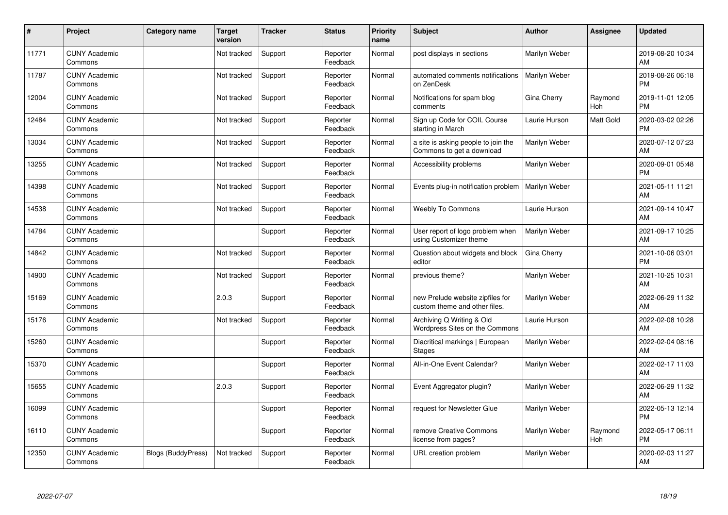| # | Project | Category name | Target version | Tracker | Status | Priority name | Subject | Author | Assignee | Updated |
|---|---|---|---|---|---|---|---|---|---|---|
| 11771 | CUNY Academic Commons | | Not tracked | Support | Reporter Feedback | Normal | post displays in sections | Marilyn Weber | | 2019-08-20 10:34 AM |
| 11787 | CUNY Academic Commons | | Not tracked | Support | Reporter Feedback | Normal | automated comments notifications on ZenDesk | Marilyn Weber | | 2019-08-26 06:18 PM |
| 12004 | CUNY Academic Commons | | Not tracked | Support | Reporter Feedback | Normal | Notifications for spam blog comments | Gina Cherry | Raymond Hoh | 2019-11-01 12:05 PM |
| 12484 | CUNY Academic Commons | | Not tracked | Support | Reporter Feedback | Normal | Sign up Code for COIL Course starting in March | Laurie Hurson | Matt Gold | 2020-03-02 02:26 PM |
| 13034 | CUNY Academic Commons | | Not tracked | Support | Reporter Feedback | Normal | a site is asking people to join the Commons to get a download | Marilyn Weber | | 2020-07-12 07:23 AM |
| 13255 | CUNY Academic Commons | | Not tracked | Support | Reporter Feedback | Normal | Accessibility problems | Marilyn Weber | | 2020-09-01 05:48 PM |
| 14398 | CUNY Academic Commons | | Not tracked | Support | Reporter Feedback | Normal | Events plug-in notification problem | Marilyn Weber | | 2021-05-11 11:21 AM |
| 14538 | CUNY Academic Commons | | Not tracked | Support | Reporter Feedback | Normal | Weebly To Commons | Laurie Hurson | | 2021-09-14 10:47 AM |
| 14784 | CUNY Academic Commons | | | Support | Reporter Feedback | Normal | User report of logo problem when using Customizer theme | Marilyn Weber | | 2021-09-17 10:25 AM |
| 14842 | CUNY Academic Commons | | Not tracked | Support | Reporter Feedback | Normal | Question about widgets and block editor | Gina Cherry | | 2021-10-06 03:01 PM |
| 14900 | CUNY Academic Commons | | Not tracked | Support | Reporter Feedback | Normal | previous theme? | Marilyn Weber | | 2021-10-25 10:31 AM |
| 15169 | CUNY Academic Commons | | 2.0.3 | Support | Reporter Feedback | Normal | new Prelude website zipfiles for custom theme and other files. | Marilyn Weber | | 2022-06-29 11:32 AM |
| 15176 | CUNY Academic Commons | | Not tracked | Support | Reporter Feedback | Normal | Archiving Q Writing & Old Wordpress Sites on the Commons | Laurie Hurson | | 2022-02-08 10:28 AM |
| 15260 | CUNY Academic Commons | | | Support | Reporter Feedback | Normal | Diacritical markings \| European Stages | Marilyn Weber | | 2022-02-04 08:16 AM |
| 15370 | CUNY Academic Commons | | | Support | Reporter Feedback | Normal | All-in-One Event Calendar? | Marilyn Weber | | 2022-02-17 11:03 AM |
| 15655 | CUNY Academic Commons | | 2.0.3 | Support | Reporter Feedback | Normal | Event Aggregator plugin? | Marilyn Weber | | 2022-06-29 11:32 AM |
| 16099 | CUNY Academic Commons | | | Support | Reporter Feedback | Normal | request for Newsletter Glue | Marilyn Weber | | 2022-05-13 12:14 PM |
| 16110 | CUNY Academic Commons | | | Support | Reporter Feedback | Normal | remove Creative Commons license from pages? | Marilyn Weber | Raymond Hoh | 2022-05-17 06:11 PM |
| 12350 | CUNY Academic Commons | Blogs (BuddyPress) | Not tracked | Support | Reporter Feedback | Normal | URL creation problem | Marilyn Weber | | 2020-02-03 11:27 AM |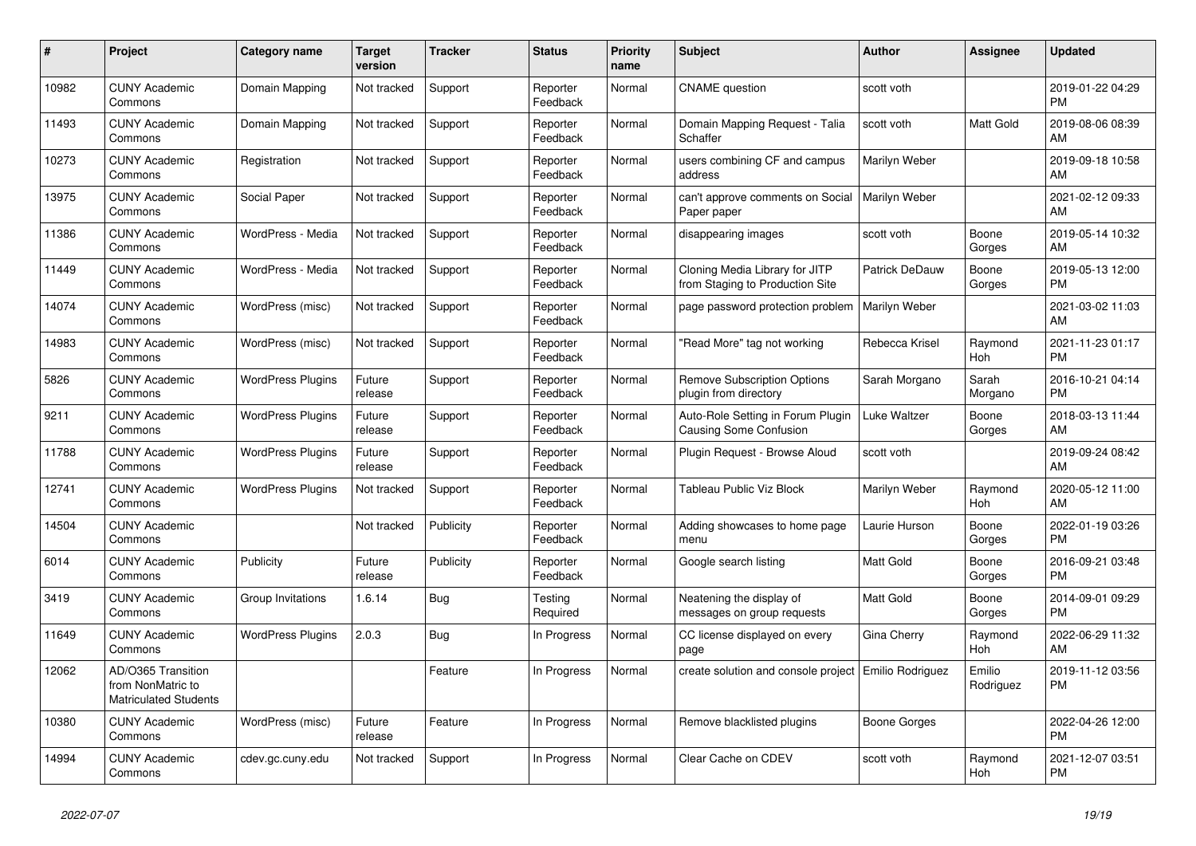| # | Project | Category name | Target version | Tracker | Status | Priority name | Subject | Author | Assignee | Updated |
|---|---|---|---|---|---|---|---|---|---|---|
| 10982 | CUNY Academic Commons | Domain Mapping | Not tracked | Support | Reporter Feedback | Normal | CNAME question | scott voth | | 2019-01-22 04:29 PM |
| 11493 | CUNY Academic Commons | Domain Mapping | Not tracked | Support | Reporter Feedback | Normal | Domain Mapping Request - Talia Schaffer | scott voth | Matt Gold | 2019-08-06 08:39 AM |
| 10273 | CUNY Academic Commons | Registration | Not tracked | Support | Reporter Feedback | Normal | users combining CF and campus address | Marilyn Weber | | 2019-09-18 10:58 AM |
| 13975 | CUNY Academic Commons | Social Paper | Not tracked | Support | Reporter Feedback | Normal | can't approve comments on Social Paper paper | Marilyn Weber | | 2021-02-12 09:33 AM |
| 11386 | CUNY Academic Commons | WordPress - Media | Not tracked | Support | Reporter Feedback | Normal | disappearing images | scott voth | Boone Gorges | 2019-05-14 10:32 AM |
| 11449 | CUNY Academic Commons | WordPress - Media | Not tracked | Support | Reporter Feedback | Normal | Cloning Media Library for JITP from Staging to Production Site | Patrick DeDauw | Boone Gorges | 2019-05-13 12:00 PM |
| 14074 | CUNY Academic Commons | WordPress (misc) | Not tracked | Support | Reporter Feedback | Normal | page password protection problem | Marilyn Weber | | 2021-03-02 11:03 AM |
| 14983 | CUNY Academic Commons | WordPress (misc) | Not tracked | Support | Reporter Feedback | Normal | "Read More" tag not working | Rebecca Krisel | Raymond Hoh | 2021-11-23 01:17 PM |
| 5826 | CUNY Academic Commons | WordPress Plugins | Future release | Support | Reporter Feedback | Normal | Remove Subscription Options plugin from directory | Sarah Morgano | Sarah Morgano | 2016-10-21 04:14 PM |
| 9211 | CUNY Academic Commons | WordPress Plugins | Future release | Support | Reporter Feedback | Normal | Auto-Role Setting in Forum Plugin Causing Some Confusion | Luke Waltzer | Boone Gorges | 2018-03-13 11:44 AM |
| 11788 | CUNY Academic Commons | WordPress Plugins | Future release | Support | Reporter Feedback | Normal | Plugin Request - Browse Aloud | scott voth | | 2019-09-24 08:42 AM |
| 12741 | CUNY Academic Commons | WordPress Plugins | Not tracked | Support | Reporter Feedback | Normal | Tableau Public Viz Block | Marilyn Weber | Raymond Hoh | 2020-05-12 11:00 AM |
| 14504 | CUNY Academic Commons | | Not tracked | Publicity | Reporter Feedback | Normal | Adding showcases to home page menu | Laurie Hurson | Boone Gorges | 2022-01-19 03:26 PM |
| 6014 | CUNY Academic Commons | Publicity | Future release | Publicity | Reporter Feedback | Normal | Google search listing | Matt Gold | Boone Gorges | 2016-09-21 03:48 PM |
| 3419 | CUNY Academic Commons | Group Invitations | 1.6.14 | Bug | Testing Required | Normal | Neatening the display of messages on group requests | Matt Gold | Boone Gorges | 2014-09-01 09:29 PM |
| 11649 | CUNY Academic Commons | WordPress Plugins | 2.0.3 | Bug | In Progress | Normal | CC license displayed on every page | Gina Cherry | Raymond Hoh | 2022-06-29 11:32 AM |
| 12062 | AD/O365 Transition from NonMatric to Matriculated Students | | | Feature | In Progress | Normal | create solution and console project | Emilio Rodriguez | Emilio Rodriguez | 2019-11-12 03:56 PM |
| 10380 | CUNY Academic Commons | WordPress (misc) | Future release | Feature | In Progress | Normal | Remove blacklisted plugins | Boone Gorges | | 2022-04-26 12:00 PM |
| 14994 | CUNY Academic Commons | cdev.gc.cuny.edu | Not tracked | Support | In Progress | Normal | Clear Cache on CDEV | scott voth | Raymond Hoh | 2021-12-07 03:51 PM |